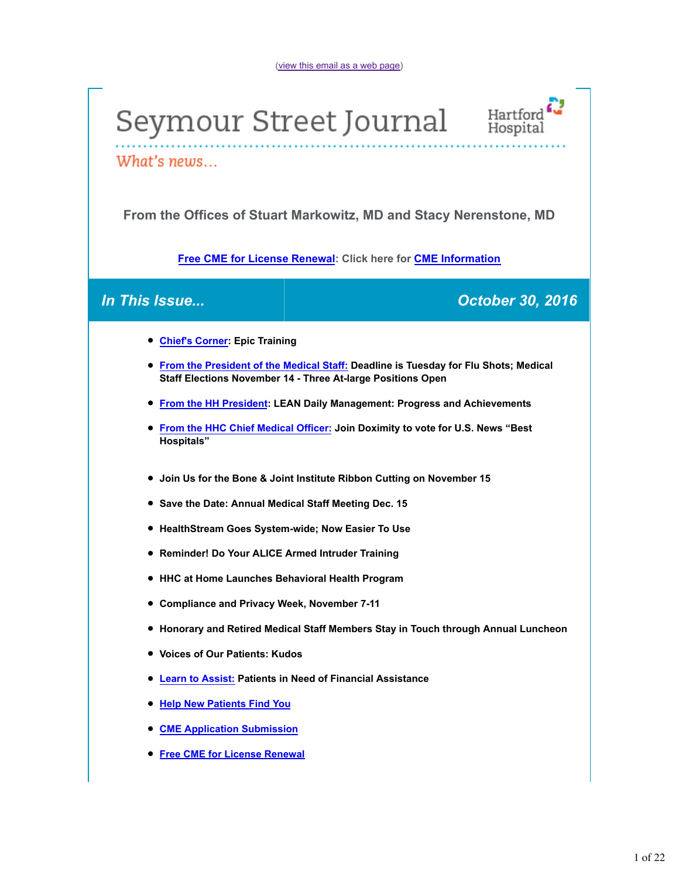(view this email as a web page)

# Seymour Street Journal

Hartford Hospital

*What's news...*

**From the Offices of Stuart Markowitz, MD and Stacy Nerenstone, MD**

**Free CME for License Renewal: Click here for CME Information**

## *In This Issue...* — *October 30, 2016*

- **Chief's Corner: Epic Training**
- **From the President of the Medical Staff: Deadline is Tuesday for Flu Shots; Medical Staff Elections November 14 - Three At-large Positions Open**
- **From the HH President: LEAN Daily Management: Progress and Achievements**
- **From the HHC Chief Medical Officer: Join Doximity to vote for U.S. News "Best Hospitals"**
- **Join Us for the Bone & Joint Institute Ribbon Cutting on November 15**
- **Save the Date: Annual Medical Staff Meeting Dec. 15**
- **HealthStream Goes System-wide; Now Easier To Use**
- **Reminder! Do Your ALICE Armed Intruder Training**
- **HHC at Home Launches Behavioral Health Program**
- **Compliance and Privacy Week, November 7-11**
- **Honorary and Retired Medical Staff Members Stay in Touch through Annual Luncheon**
- **Voices of Our Patients: Kudos**
- **Learn to Assist: Patients in Need of Financial Assistance**
- **Help New Patients Find You**
- **CME Application Submission**
- **Free CME for License Renewal**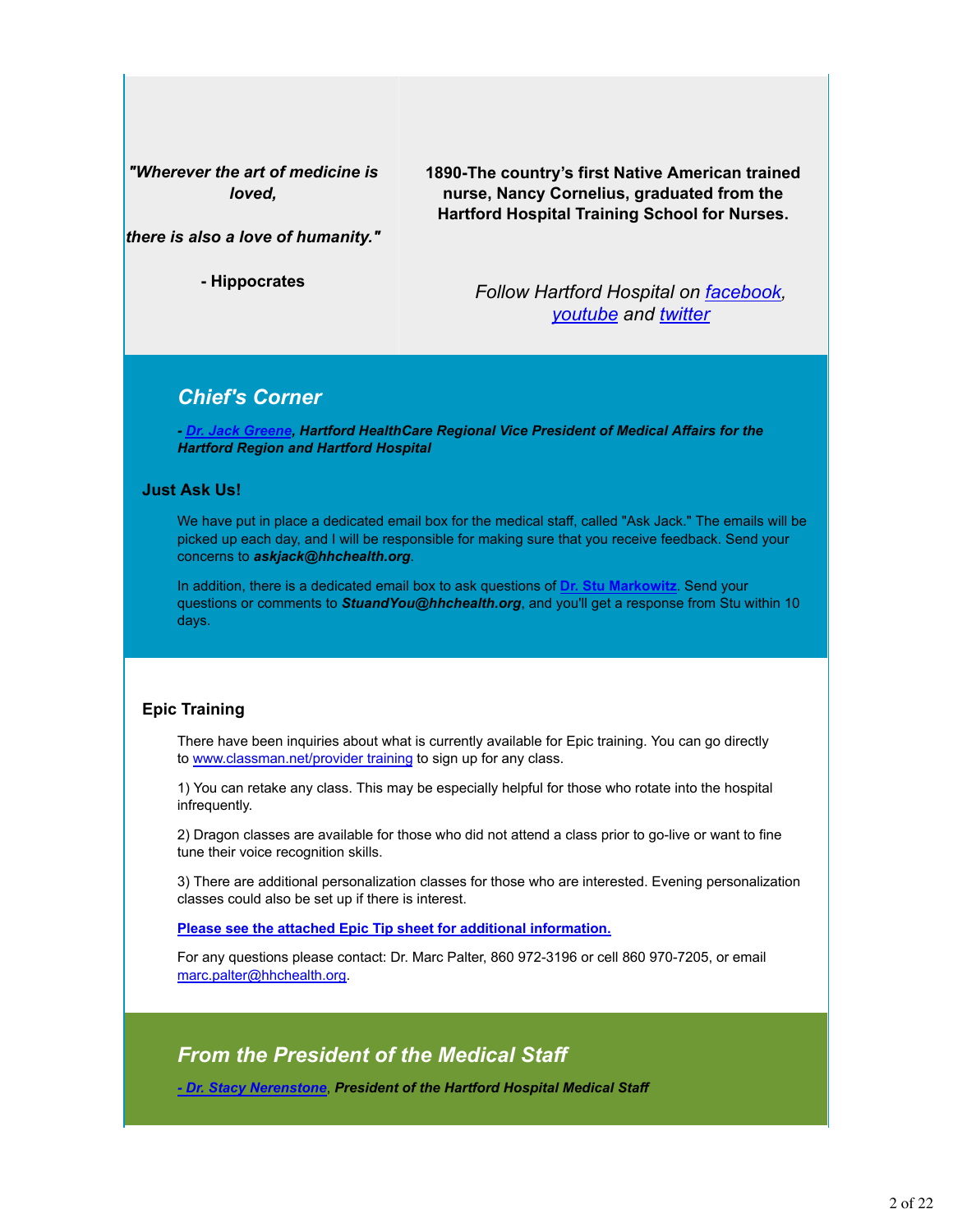*"Wherever the art of medicine is loved,*

*there is also a love of humanity."*

**- Hippocrates**

**1890-The country's first Native American trained nurse, Nancy Cornelius, graduated from the Hartford Hospital Training School for Nurses.**

*Follow Hartford Hospital on facebook, youtube and twitter*

## *Chief's Corner*

***- Dr. Jack Greene, Hartford HealthCare Regional Vice President of Medical Affairs for the Hartford Region and Hartford Hospital***

### Just Ask Us!

We have put in place a dedicated email box for the medical staff, called "Ask Jack." The emails will be picked up each day, and I will be responsible for making sure that you receive feedback. Send your concerns to ***askjack@hhchealth.org***.

In addition, there is a dedicated email box to ask questions of **Dr. Stu Markowitz**. Send your questions or comments to ***StuandYou@hhchealth.org***, and you'll get a response from Stu within 10 days.

### Epic Training

There have been inquiries about what is currently available for Epic training. You can go directly to www.classman.net/provider training to sign up for any class.

1) You can retake any class. This may be especially helpful for those who rotate into the hospital infrequently.

2) Dragon classes are available for those who did not attend a class prior to go-live or want to fine tune their voice recognition skills.

3) There are additional personalization classes for those who are interested. Evening personalization classes could also be set up if there is interest.

**Please see the attached Epic Tip sheet for additional information.**

For any questions please contact: Dr. Marc Palter, 860 972-3196 or cell 860 970-7205, or email marc.palter@hhchealth.org.

## *From the President of the Medical Staff*

***- Dr. Stacy Nerenstone, President of the Hartford Hospital Medical Staff***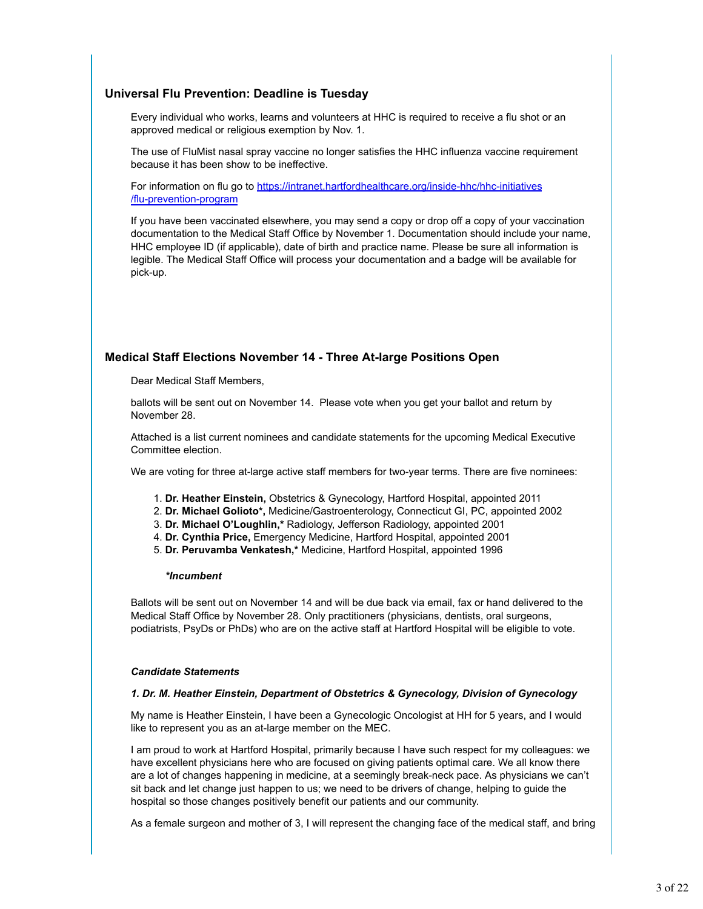## Universal Flu Prevention: Deadline is Tuesday

Every individual who works, learns and volunteers at HHC is required to receive a flu shot or an approved medical or religious exemption by Nov. 1.

The use of FluMist nasal spray vaccine no longer satisfies the HHC influenza vaccine requirement because it has been show to be ineffective.

For information on flu go to [https://intranet.hartfordhealthcare.org/inside-hhc/hhc-initiatives/flu-prevention-program](https://intranet.hartfordhealthcare.org/inside-hhc/hhc-initiatives/flu-prevention-program)

If you have been vaccinated elsewhere, you may send a copy or drop off a copy of your vaccination documentation to the Medical Staff Office by November 1. Documentation should include your name, HHC employee ID (if applicable), date of birth and practice name. Please be sure all information is legible. The Medical Staff Office will process your documentation and a badge will be available for pick-up.

## Medical Staff Elections November 14 - Three At-large Positions Open

Dear Medical Staff Members,

ballots will be sent out on November 14. Please vote when you get your ballot and return by November 28.

Attached is a list current nominees and candidate statements for the upcoming Medical Executive Committee election.

We are voting for three at-large active staff members for two-year terms. There are five nominees:

1. **Dr. Heather Einstein,** Obstetrics & Gynecology, Hartford Hospital, appointed 2011
2. **Dr. Michael Golioto*,** Medicine/Gastroenterology, Connecticut GI, PC, appointed 2002
3. **Dr. Michael O'Loughlin,*** Radiology, Jefferson Radiology, appointed 2001
4. **Dr. Cynthia Price,** Emergency Medicine, Hartford Hospital, appointed 2001
5. **Dr. Peruvamba Venkatesh,*** Medicine, Hartford Hospital, appointed 1996

***Incumbent***

Ballots will be sent out on November 14 and will be due back via email, fax or hand delivered to the Medical Staff Office by November 28. Only practitioners (physicians, dentists, oral surgeons, podiatrists, PsyDs or PhDs) who are on the active staff at Hartford Hospital will be eligible to vote.

***Candidate Statements***

***1. Dr. M. Heather Einstein, Department of Obstetrics & Gynecology, Division of Gynecology***

My name is Heather Einstein, I have been a Gynecologic Oncologist at HH for 5 years, and I would like to represent you as an at-large member on the MEC.

I am proud to work at Hartford Hospital, primarily because I have such respect for my colleagues: we have excellent physicians here who are focused on giving patients optimal care. We all know there are a lot of changes happening in medicine, at a seemingly break-neck pace. As physicians we can't sit back and let change just happen to us; we need to be drivers of change, helping to guide the hospital so those changes positively benefit our patients and our community.

As a female surgeon and mother of 3, I will represent the changing face of the medical staff, and bring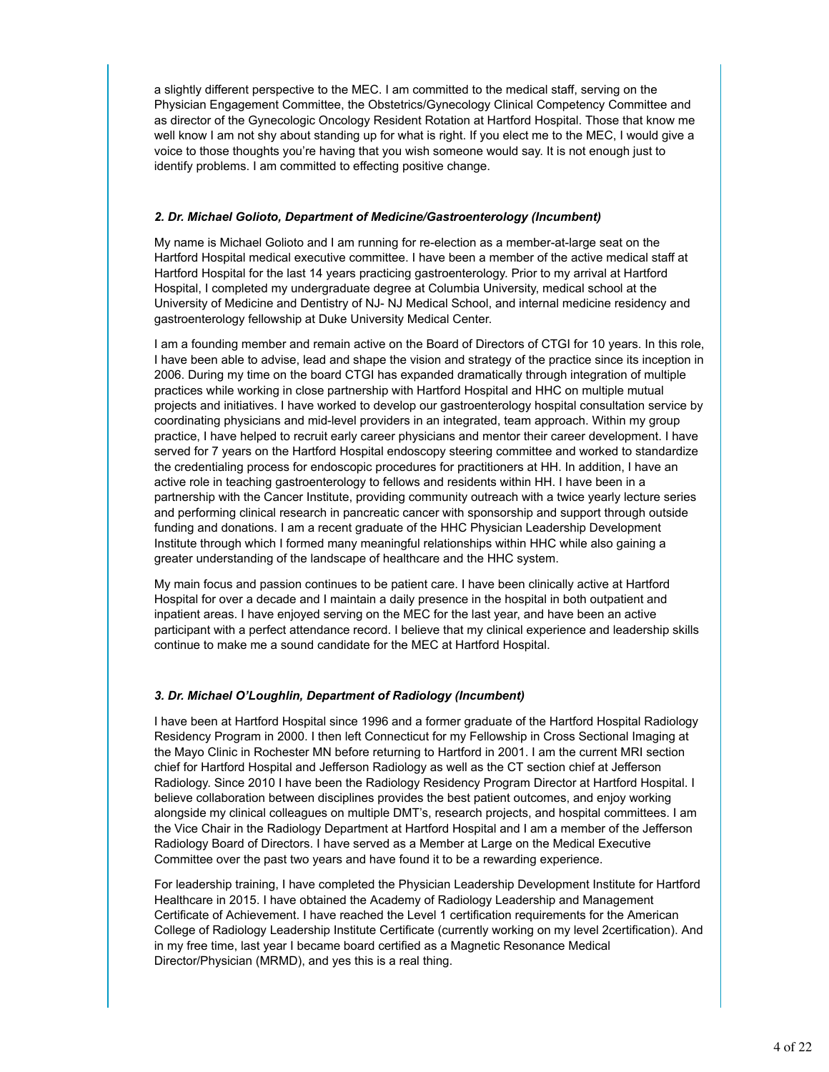a slightly different perspective to the MEC. I am committed to the medical staff, serving on the Physician Engagement Committee, the Obstetrics/Gynecology Clinical Competency Committee and as director of the Gynecologic Oncology Resident Rotation at Hartford Hospital. Those that know me well know I am not shy about standing up for what is right. If you elect me to the MEC, I would give a voice to those thoughts you're having that you wish someone would say. It is not enough just to identify problems. I am committed to effecting positive change.

***2. Dr. Michael Golioto, Department of Medicine/Gastroenterology (Incumbent)***

My name is Michael Golioto and I am running for re-election as a member-at-large seat on the Hartford Hospital medical executive committee. I have been a member of the active medical staff at Hartford Hospital for the last 14 years practicing gastroenterology. Prior to my arrival at Hartford Hospital, I completed my undergraduate degree at Columbia University, medical school at the University of Medicine and Dentistry of NJ- NJ Medical School, and internal medicine residency and gastroenterology fellowship at Duke University Medical Center.

I am a founding member and remain active on the Board of Directors of CTGI for 10 years. In this role, I have been able to advise, lead and shape the vision and strategy of the practice since its inception in 2006. During my time on the board CTGI has expanded dramatically through integration of multiple practices while working in close partnership with Hartford Hospital and HHC on multiple mutual projects and initiatives. I have worked to develop our gastroenterology hospital consultation service by coordinating physicians and mid-level providers in an integrated, team approach. Within my group practice, I have helped to recruit early career physicians and mentor their career development. I have served for 7 years on the Hartford Hospital endoscopy steering committee and worked to standardize the credentialing process for endoscopic procedures for practitioners at HH. In addition, I have an active role in teaching gastroenterology to fellows and residents within HH. I have been in a partnership with the Cancer Institute, providing community outreach with a twice yearly lecture series and performing clinical research in pancreatic cancer with sponsorship and support through outside funding and donations. I am a recent graduate of the HHC Physician Leadership Development Institute through which I formed many meaningful relationships within HHC while also gaining a greater understanding of the landscape of healthcare and the HHC system.

My main focus and passion continues to be patient care. I have been clinically active at Hartford Hospital for over a decade and I maintain a daily presence in the hospital in both outpatient and inpatient areas. I have enjoyed serving on the MEC for the last year, and have been an active participant with a perfect attendance record. I believe that my clinical experience and leadership skills continue to make me a sound candidate for the MEC at Hartford Hospital.

***3. Dr. Michael O'Loughlin, Department of Radiology (Incumbent)***

I have been at Hartford Hospital since 1996 and a former graduate of the Hartford Hospital Radiology Residency Program in 2000. I then left Connecticut for my Fellowship in Cross Sectional Imaging at the Mayo Clinic in Rochester MN before returning to Hartford in 2001. I am the current MRI section chief for Hartford Hospital and Jefferson Radiology as well as the CT section chief at Jefferson Radiology. Since 2010 I have been the Radiology Residency Program Director at Hartford Hospital. I believe collaboration between disciplines provides the best patient outcomes, and enjoy working alongside my clinical colleagues on multiple DMT's, research projects, and hospital committees. I am the Vice Chair in the Radiology Department at Hartford Hospital and I am a member of the Jefferson Radiology Board of Directors. I have served as a Member at Large on the Medical Executive Committee over the past two years and have found it to be a rewarding experience.

For leadership training, I have completed the Physician Leadership Development Institute for Hartford Healthcare in 2015. I have obtained the Academy of Radiology Leadership and Management Certificate of Achievement. I have reached the Level 1 certification requirements for the American College of Radiology Leadership Institute Certificate (currently working on my level 2certification). And in my free time, last year I became board certified as a Magnetic Resonance Medical Director/Physician (MRMD), and yes this is a real thing.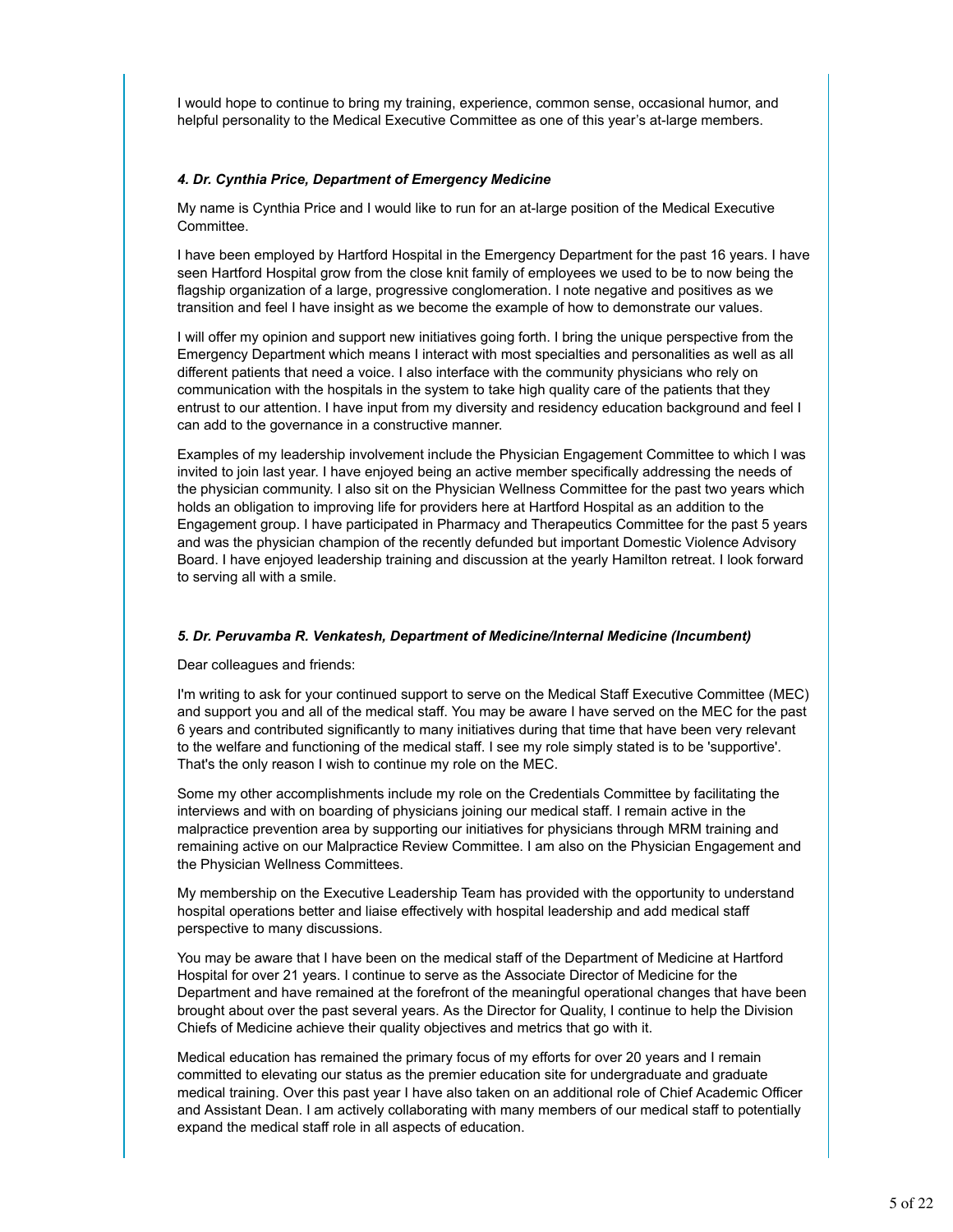I would hope to continue to bring my training, experience, common sense, occasional humor, and helpful personality to the Medical Executive Committee as one of this year's at-large members.

#### *4. Dr. Cynthia Price, Department of Emergency Medicine*

My name is Cynthia Price and I would like to run for an at-large position of the Medical Executive Committee.

I have been employed by Hartford Hospital in the Emergency Department for the past 16 years. I have seen Hartford Hospital grow from the close knit family of employees we used to be to now being the flagship organization of a large, progressive conglomeration. I note negative and positives as we transition and feel I have insight as we become the example of how to demonstrate our values.

I will offer my opinion and support new initiatives going forth. I bring the unique perspective from the Emergency Department which means I interact with most specialties and personalities as well as all different patients that need a voice. I also interface with the community physicians who rely on communication with the hospitals in the system to take high quality care of the patients that they entrust to our attention. I have input from my diversity and residency education background and feel I can add to the governance in a constructive manner.

Examples of my leadership involvement include the Physician Engagement Committee to which I was invited to join last year. I have enjoyed being an active member specifically addressing the needs of the physician community. I also sit on the Physician Wellness Committee for the past two years which holds an obligation to improving life for providers here at Hartford Hospital as an addition to the Engagement group. I have participated in Pharmacy and Therapeutics Committee for the past 5 years and was the physician champion of the recently defunded but important Domestic Violence Advisory Board. I have enjoyed leadership training and discussion at the yearly Hamilton retreat. I look forward to serving all with a smile.

#### *5. Dr. Peruvamba R. Venkatesh, Department of Medicine/Internal Medicine (Incumbent)*

Dear colleagues and friends:

I'm writing to ask for your continued support to serve on the Medical Staff Executive Committee (MEC) and support you and all of the medical staff. You may be aware I have served on the MEC for the past 6 years and contributed significantly to many initiatives during that time that have been very relevant to the welfare and functioning of the medical staff. I see my role simply stated is to be 'supportive'. That's the only reason I wish to continue my role on the MEC.

Some my other accomplishments include my role on the Credentials Committee by facilitating the interviews and with on boarding of physicians joining our medical staff. I remain active in the malpractice prevention area by supporting our initiatives for physicians through MRM training and remaining active on our Malpractice Review Committee. I am also on the Physician Engagement and the Physician Wellness Committees.

My membership on the Executive Leadership Team has provided with the opportunity to understand hospital operations better and liaise effectively with hospital leadership and add medical staff perspective to many discussions.

You may be aware that I have been on the medical staff of the Department of Medicine at Hartford Hospital for over 21 years. I continue to serve as the Associate Director of Medicine for the Department and have remained at the forefront of the meaningful operational changes that have been brought about over the past several years. As the Director for Quality, I continue to help the Division Chiefs of Medicine achieve their quality objectives and metrics that go with it.

Medical education has remained the primary focus of my efforts for over 20 years and I remain committed to elevating our status as the premier education site for undergraduate and graduate medical training. Over this past year I have also taken on an additional role of Chief Academic Officer and Assistant Dean. I am actively collaborating with many members of our medical staff to potentially expand the medical staff role in all aspects of education.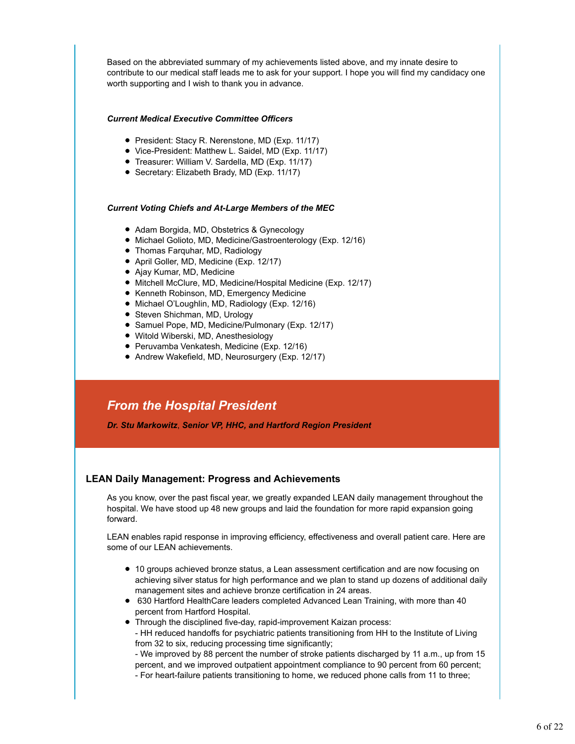Based on the abbreviated summary of my achievements listed above, and my innate desire to contribute to our medical staff leads me to ask for your support. I hope you will find my candidacy one worth supporting and I wish to thank you in advance.

***Current Medical Executive Committee Officers***

- President: Stacy R. Nerenstone, MD (Exp. 11/17)
- Vice-President: Matthew L. Saidel, MD (Exp. 11/17)
- Treasurer: William V. Sardella, MD (Exp. 11/17)
- Secretary: Elizabeth Brady, MD (Exp. 11/17)

***Current Voting Chiefs and At-Large Members of the MEC***

- Adam Borgida, MD, Obstetrics & Gynecology
- Michael Golioto, MD, Medicine/Gastroenterology (Exp. 12/16)
- Thomas Farquhar, MD, Radiology
- April Goller, MD, Medicine (Exp. 12/17)
- Ajay Kumar, MD, Medicine
- Mitchell McClure, MD, Medicine/Hospital Medicine (Exp. 12/17)
- Kenneth Robinson, MD, Emergency Medicine
- Michael O'Loughlin, MD, Radiology (Exp. 12/16)
- Steven Shichman, MD, Urology
- Samuel Pope, MD, Medicine/Pulmonary (Exp. 12/17)
- Witold Wiberski, MD, Anesthesiology
- Peruvamba Venkatesh, Medicine (Exp. 12/16)
- Andrew Wakefield, MD, Neurosurgery (Exp. 12/17)

## *From the Hospital President*

***Dr. Stu Markowitz, Senior VP, HHC, and Hartford Region President***

### LEAN Daily Management: Progress and Achievements

As you know, over the past fiscal year, we greatly expanded LEAN daily management throughout the hospital. We have stood up 48 new groups and laid the foundation for more rapid expansion going forward.

LEAN enables rapid response in improving efficiency, effectiveness and overall patient care. Here are some of our LEAN achievements.

- 10 groups achieved bronze status, a Lean assessment certification and are now focusing on achieving silver status for high performance and we plan to stand up dozens of additional daily management sites and achieve bronze certification in 24 areas.
- 630 Hartford HealthCare leaders completed Advanced Lean Training, with more than 40 percent from Hartford Hospital.
- Through the disciplined five-day, rapid-improvement Kaizan process:
  - HH reduced handoffs for psychiatric patients transitioning from HH to the Institute of Living from 32 to six, reducing processing time significantly;
  - We improved by 88 percent the number of stroke patients discharged by 11 a.m., up from 15 percent, and we improved outpatient appointment compliance to 90 percent from 60 percent;
  - For heart-failure patients transitioning to home, we reduced phone calls from 11 to three;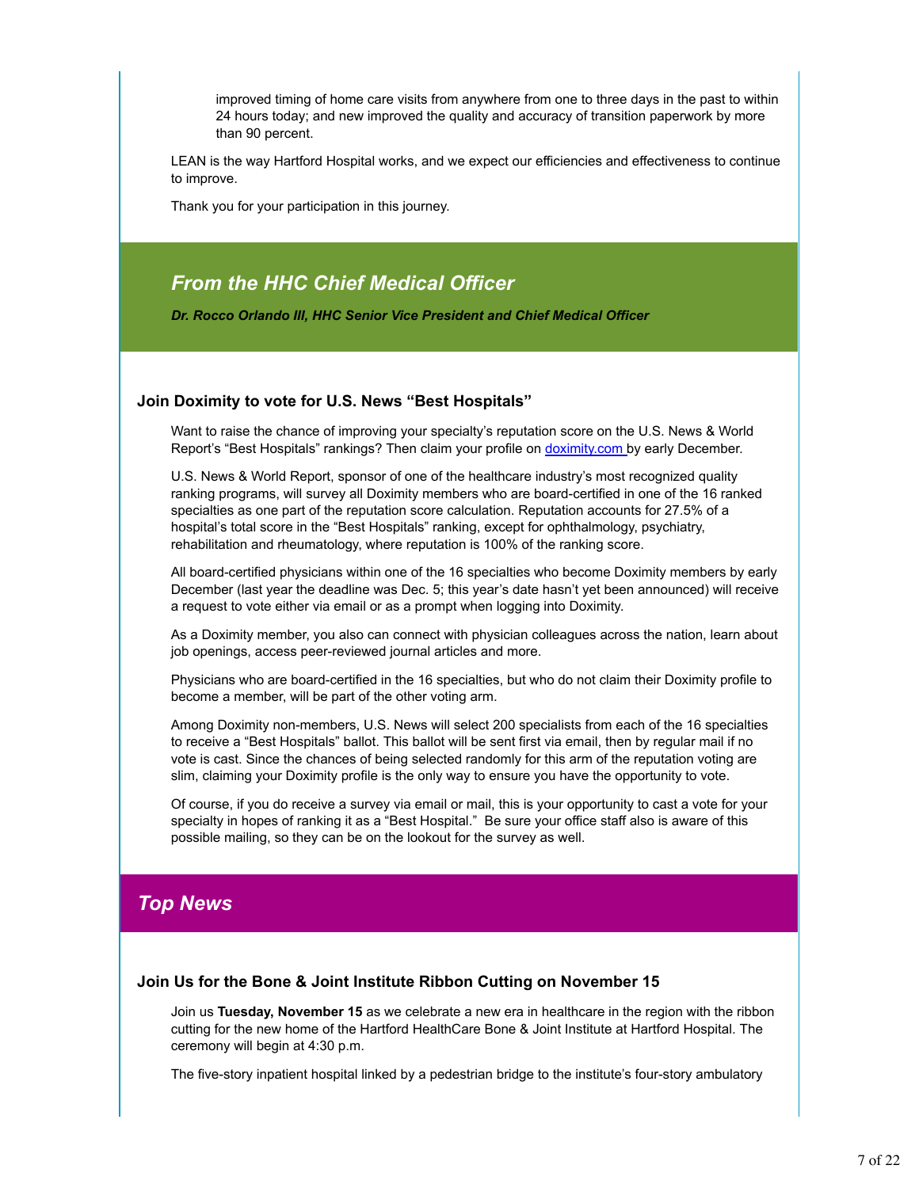improved timing of home care visits from anywhere from one to three days in the past to within 24 hours today; and new improved the quality and accuracy of transition paperwork by more than 90 percent.

LEAN is the way Hartford Hospital works, and we expect our efficiencies and effectiveness to continue to improve.

Thank you for your participation in this journey.

## *From the HHC Chief Medical Officer*

***Dr. Rocco Orlando III, HHC Senior Vice President and Chief Medical Officer***

### Join Doximity to vote for U.S. News "Best Hospitals"

Want to raise the chance of improving your specialty's reputation score on the U.S. News & World Report's "Best Hospitals" rankings? Then claim your profile on doximity.com by early December.

U.S. News & World Report, sponsor of one of the healthcare industry's most recognized quality ranking programs, will survey all Doximity members who are board-certified in one of the 16 ranked specialties as one part of the reputation score calculation. Reputation accounts for 27.5% of a hospital's total score in the "Best Hospitals" ranking, except for ophthalmology, psychiatry, rehabilitation and rheumatology, where reputation is 100% of the ranking score.

All board-certified physicians within one of the 16 specialties who become Doximity members by early December (last year the deadline was Dec. 5; this year's date hasn't yet been announced) will receive a request to vote either via email or as a prompt when logging into Doximity.

As a Doximity member, you also can connect with physician colleagues across the nation, learn about job openings, access peer-reviewed journal articles and more.

Physicians who are board-certified in the 16 specialties, but who do not claim their Doximity profile to become a member, will be part of the other voting arm.

Among Doximity non-members, U.S. News will select 200 specialists from each of the 16 specialties to receive a "Best Hospitals" ballot. This ballot will be sent first via email, then by regular mail if no vote is cast. Since the chances of being selected randomly for this arm of the reputation voting are slim, claiming your Doximity profile is the only way to ensure you have the opportunity to vote.

Of course, if you do receive a survey via email or mail, this is your opportunity to cast a vote for your specialty in hopes of ranking it as a "Best Hospital." Be sure your office staff also is aware of this possible mailing, so they can be on the lookout for the survey as well.

## *Top News*

### Join Us for the Bone & Joint Institute Ribbon Cutting on November 15

Join us **Tuesday, November 15** as we celebrate a new era in healthcare in the region with the ribbon cutting for the new home of the Hartford HealthCare Bone & Joint Institute at Hartford Hospital. The ceremony will begin at 4:30 p.m.

The five-story inpatient hospital linked by a pedestrian bridge to the institute's four-story ambulatory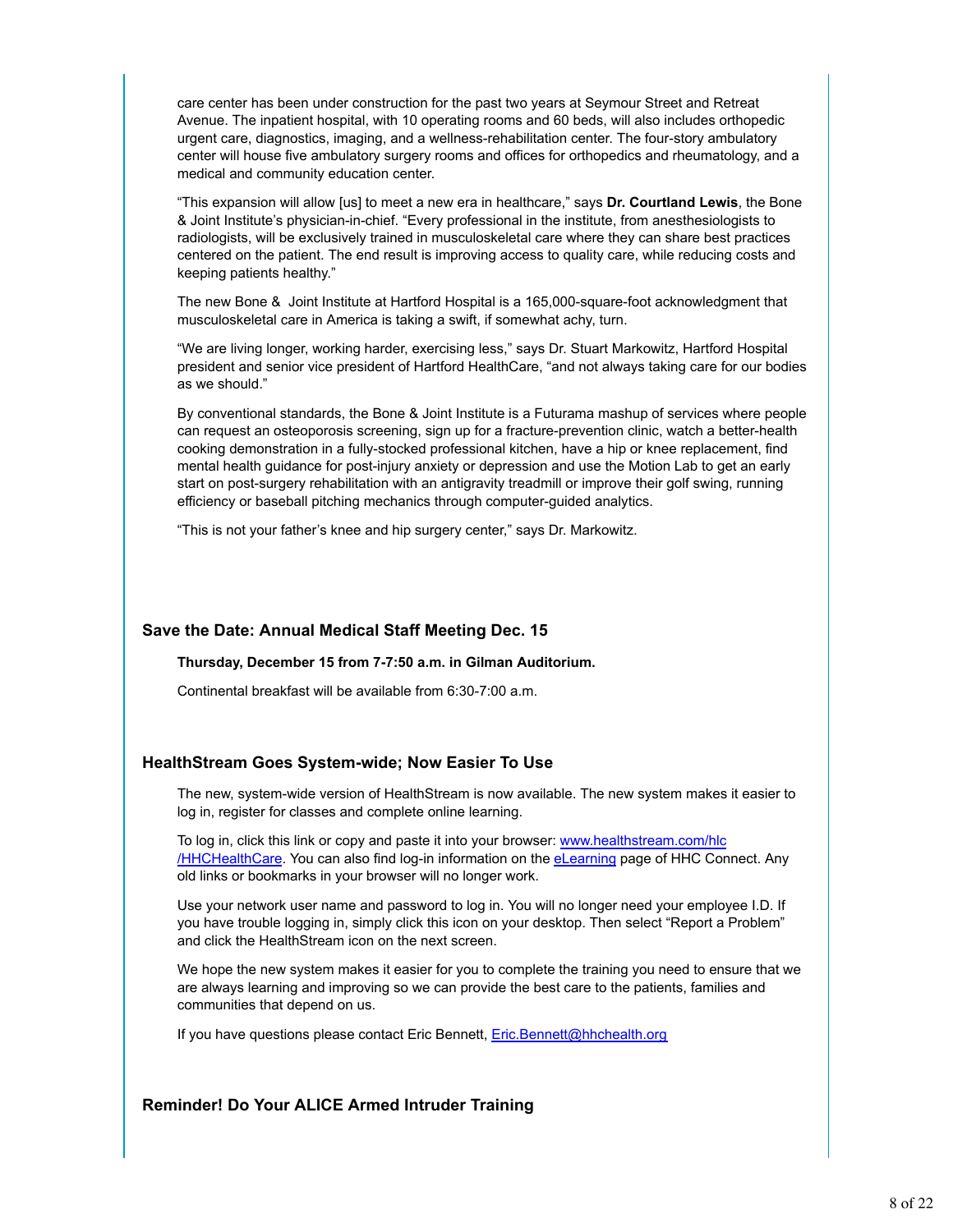care center has been under construction for the past two years at Seymour Street and Retreat Avenue. The inpatient hospital, with 10 operating rooms and 60 beds, will also includes orthopedic urgent care, diagnostics, imaging, and a wellness-rehabilitation center. The four-story ambulatory center will house five ambulatory surgery rooms and offices for orthopedics and rheumatology, and a medical and community education center.

"This expansion will allow [us] to meet a new era in healthcare," says **Dr. Courtland Lewis**, the Bone & Joint Institute's physician-in-chief. "Every professional in the institute, from anesthesiologists to radiologists, will be exclusively trained in musculoskeletal care where they can share best practices centered on the patient. The end result is improving access to quality care, while reducing costs and keeping patients healthy."

The new Bone & Joint Institute at Hartford Hospital is a 165,000-square-foot acknowledgment that musculoskeletal care in America is taking a swift, if somewhat achy, turn.

"We are living longer, working harder, exercising less," says Dr. Stuart Markowitz, Hartford Hospital president and senior vice president of Hartford HealthCare, "and not always taking care for our bodies as we should."

By conventional standards, the Bone & Joint Institute is a Futurama mashup of services where people can request an osteoporosis screening, sign up for a fracture-prevention clinic, watch a better-health cooking demonstration in a fully-stocked professional kitchen, have a hip or knee replacement, find mental health guidance for post-injury anxiety or depression and use the Motion Lab to get an early start on post-surgery rehabilitation with an antigravity treadmill or improve their golf swing, running efficiency or baseball pitching mechanics through computer-guided analytics.

"This is not your father's knee and hip surgery center," says Dr. Markowitz.

### Save the Date: Annual Medical Staff Meeting Dec. 15

**Thursday, December 15 from 7-7:50 a.m. in Gilman Auditorium.**

Continental breakfast will be available from 6:30-7:00 a.m.

### HealthStream Goes System-wide; Now Easier To Use

The new, system-wide version of HealthStream is now available. The new system makes it easier to log in, register for classes and complete online learning.

To log in, click this link or copy and paste it into your browser: [www.healthstream.com/hlc/HHCHealthCare](www.healthstream.com/hlc/HHCHealthCare). You can also find log-in information on the eLearning page of HHC Connect. Any old links or bookmarks in your browser will no longer work.

Use your network user name and password to log in. You will no longer need your employee I.D. If you have trouble logging in, simply click this icon on your desktop. Then select "Report a Problem" and click the HealthStream icon on the next screen.

We hope the new system makes it easier for you to complete the training you need to ensure that we are always learning and improving so we can provide the best care to the patients, families and communities that depend on us.

If you have questions please contact Eric Bennett, Eric.Bennett@hhchealth.org

### Reminder! Do Your ALICE Armed Intruder Training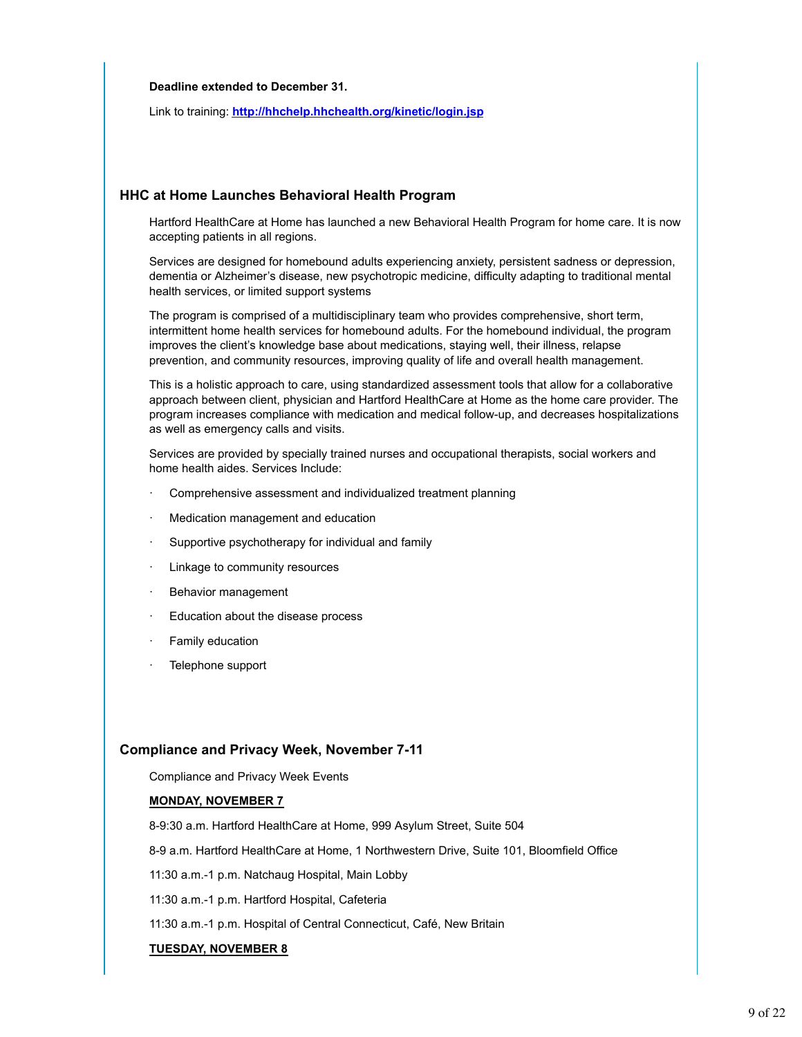**Deadline extended to December 31.**

Link to training: **[http://hhchelp.hhchealth.org/kinetic/login.jsp](http://hhchelp.hhchealth.org/kinetic/login.jsp)**

### HHC at Home Launches Behavioral Health Program

Hartford HealthCare at Home has launched a new Behavioral Health Program for home care. It is now accepting patients in all regions.

Services are designed for homebound adults experiencing anxiety, persistent sadness or depression, dementia or Alzheimer's disease, new psychotropic medicine, difficulty adapting to traditional mental health services, or limited support systems

The program is comprised of a multidisciplinary team who provides comprehensive, short term, intermittent home health services for homebound adults. For the homebound individual, the program improves the client's knowledge base about medications, staying well, their illness, relapse prevention, and community resources, improving quality of life and overall health management.

This is a holistic approach to care, using standardized assessment tools that allow for a collaborative approach between client, physician and Hartford HealthCare at Home as the home care provider. The program increases compliance with medication and medical follow-up, and decreases hospitalizations as well as emergency calls and visits.

Services are provided by specially trained nurses and occupational therapists, social workers and home health aides. Services Include:

- Comprehensive assessment and individualized treatment planning
- Medication management and education
- Supportive psychotherapy for individual and family
- Linkage to community resources
- Behavior management
- Education about the disease process
- Family education
- Telephone support

### Compliance and Privacy Week, November 7-11

Compliance and Privacy Week Events

**MONDAY, NOVEMBER 7**

8-9:30 a.m. Hartford HealthCare at Home, 999 Asylum Street, Suite 504

8-9 a.m. Hartford HealthCare at Home, 1 Northwestern Drive, Suite 101, Bloomfield Office

11:30 a.m.-1 p.m. Natchaug Hospital, Main Lobby

11:30 a.m.-1 p.m. Hartford Hospital, Cafeteria

11:30 a.m.-1 p.m. Hospital of Central Connecticut, Café, New Britain

**TUESDAY, NOVEMBER 8**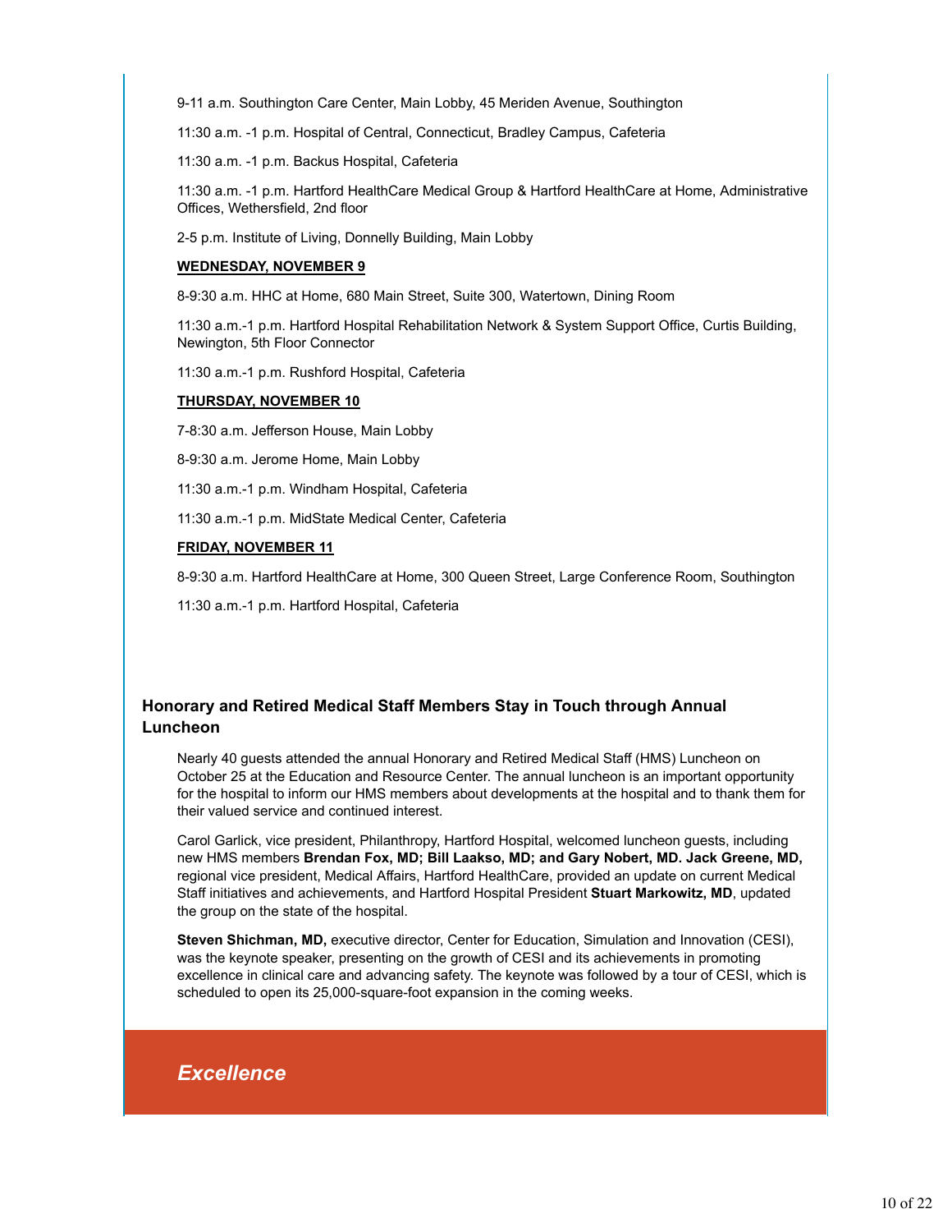9-11 a.m. Southington Care Center, Main Lobby, 45 Meriden Avenue, Southington

11:30 a.m. -1 p.m. Hospital of Central, Connecticut, Bradley Campus, Cafeteria

11:30 a.m. -1 p.m. Backus Hospital, Cafeteria

11:30 a.m. -1 p.m. Hartford HealthCare Medical Group & Hartford HealthCare at Home, Administrative Offices, Wethersfield, 2nd floor

2-5 p.m. Institute of Living, Donnelly Building, Main Lobby

**WEDNESDAY, NOVEMBER 9**

8-9:30 a.m. HHC at Home, 680 Main Street, Suite 300, Watertown, Dining Room

11:30 a.m.-1 p.m. Hartford Hospital Rehabilitation Network & System Support Office, Curtis Building, Newington, 5th Floor Connector

11:30 a.m.-1 p.m. Rushford Hospital, Cafeteria

**THURSDAY, NOVEMBER 10**

7-8:30 a.m. Jefferson House, Main Lobby

8-9:30 a.m. Jerome Home, Main Lobby

11:30 a.m.-1 p.m. Windham Hospital, Cafeteria

11:30 a.m.-1 p.m. MidState Medical Center, Cafeteria

**FRIDAY, NOVEMBER 11**

8-9:30 a.m. Hartford HealthCare at Home, 300 Queen Street, Large Conference Room, Southington

11:30 a.m.-1 p.m. Hartford Hospital, Cafeteria

### Honorary and Retired Medical Staff Members Stay in Touch through Annual Luncheon

Nearly 40 guests attended the annual Honorary and Retired Medical Staff (HMS) Luncheon on October 25 at the Education and Resource Center. The annual luncheon is an important opportunity for the hospital to inform our HMS members about developments at the hospital and to thank them for their valued service and continued interest.

Carol Garlick, vice president, Philanthropy, Hartford Hospital, welcomed luncheon guests, including new HMS members **Brendan Fox, MD; Bill Laakso, MD; and Gary Nobert, MD. Jack Greene, MD,** regional vice president, Medical Affairs, Hartford HealthCare, provided an update on current Medical Staff initiatives and achievements, and Hartford Hospital President **Stuart Markowitz, MD**, updated the group on the state of the hospital.

**Steven Shichman, MD,** executive director, Center for Education, Simulation and Innovation (CESI), was the keynote speaker, presenting on the growth of CESI and its achievements in promoting excellence in clinical care and advancing safety. The keynote was followed by a tour of CESI, which is scheduled to open its 25,000-square-foot expansion in the coming weeks.

## *Excellence*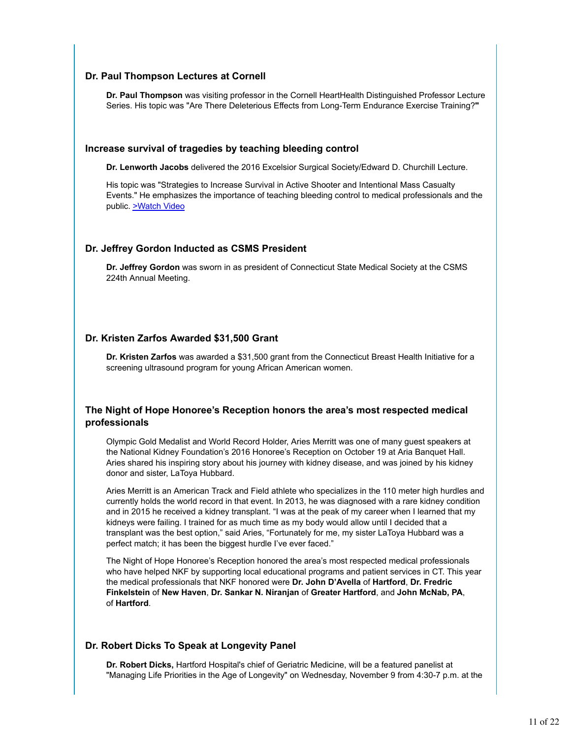### Dr. Paul Thompson Lectures at Cornell

**Dr. Paul Thompson** was visiting professor in the Cornell HeartHealth Distinguished Professor Lecture Series. His topic was "Are There Deleterious Effects from Long-Term Endurance Exercise Training?**"**

### Increase survival of tragedies by teaching bleeding control

**Dr. Lenworth Jacobs** delivered the 2016 Excelsior Surgical Society/Edward D. Churchill Lecture.

His topic was "Strategies to Increase Survival in Active Shooter and Intentional Mass Casualty Events." He emphasizes the importance of teaching bleeding control to medical professionals and the public. >Watch Video

### Dr. Jeffrey Gordon Inducted as CSMS President

**Dr. Jeffrey Gordon** was sworn in as president of Connecticut State Medical Society at the CSMS 224th Annual Meeting.

### Dr. Kristen Zarfos Awarded $31,500 Grant

**Dr. Kristen Zarfos** was awarded a $31,500 grant from the Connecticut Breast Health Initiative for a screening ultrasound program for young African American women.

### The Night of Hope Honoree's Reception honors the area's most respected medical professionals

Olympic Gold Medalist and World Record Holder, Aries Merritt was one of many guest speakers at the National Kidney Foundation's 2016 Honoree's Reception on October 19 at Aria Banquet Hall. Aries shared his inspiring story about his journey with kidney disease, and was joined by his kidney donor and sister, LaToya Hubbard.

Aries Merritt is an American Track and Field athlete who specializes in the 110 meter high hurdles and currently holds the world record in that event. In 2013, he was diagnosed with a rare kidney condition and in 2015 he received a kidney transplant. "I was at the peak of my career when I learned that my kidneys were failing. I trained for as much time as my body would allow until I decided that a transplant was the best option," said Aries, "Fortunately for me, my sister LaToya Hubbard was a perfect match; it has been the biggest hurdle I've ever faced."

The Night of Hope Honoree's Reception honored the area's most respected medical professionals who have helped NKF by supporting local educational programs and patient services in CT. This year the medical professionals that NKF honored were **Dr. John D'Avella** of **Hartford**, **Dr. Fredric Finkelstein** of **New Haven**, **Dr. Sankar N. Niranjan** of **Greater Hartford**, and **John McNab, PA**, of **Hartford**.

### Dr. Robert Dicks To Speak at Longevity Panel

**Dr. Robert Dicks,** Hartford Hospital's chief of Geriatric Medicine, will be a featured panelist at "Managing Life Priorities in the Age of Longevity" on Wednesday, November 9 from 4:30-7 p.m. at the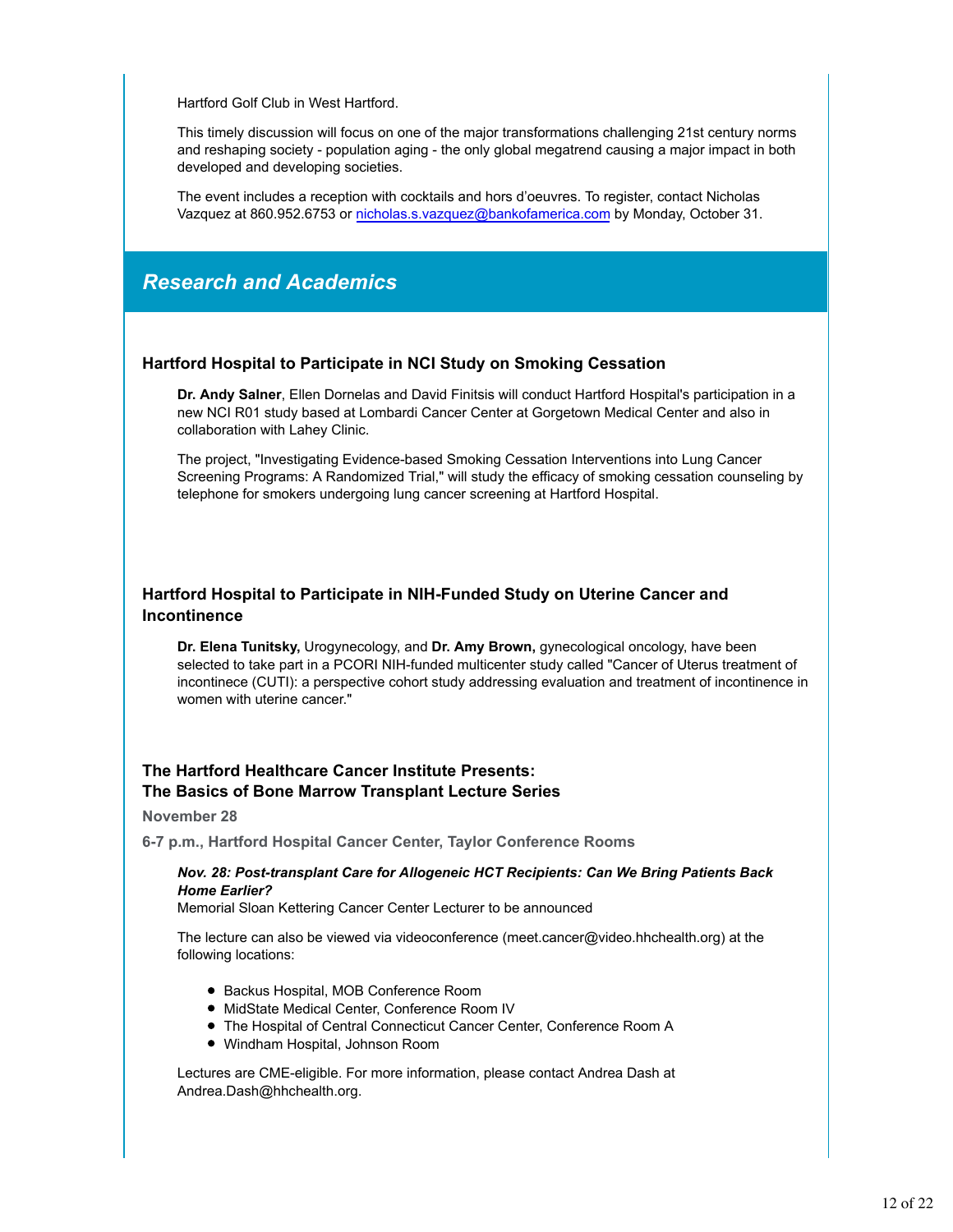Hartford Golf Club in West Hartford.

This timely discussion will focus on one of the major transformations challenging 21st century norms and reshaping society - population aging - the only global megatrend causing a major impact in both developed and developing societies.

The event includes a reception with cocktails and hors d'oeuvres. To register, contact Nicholas Vazquez at 860.952.6753 or nicholas.s.vazquez@bankofamerica.com by Monday, October 31.

## *Research and Academics*

### Hartford Hospital to Participate in NCI Study on Smoking Cessation

**Dr. Andy Salner**, Ellen Dornelas and David Finitsis will conduct Hartford Hospital's participation in a new NCI R01 study based at Lombardi Cancer Center at Gorgetown Medical Center and also in collaboration with Lahey Clinic.

The project, "Investigating Evidence-based Smoking Cessation Interventions into Lung Cancer Screening Programs: A Randomized Trial," will study the efficacy of smoking cessation counseling by telephone for smokers undergoing lung cancer screening at Hartford Hospital.

### Hartford Hospital to Participate in NIH-Funded Study on Uterine Cancer and Incontinence

**Dr. Elena Tunitsky,** Urogynecology, and **Dr. Amy Brown,** gynecological oncology, have been selected to take part in a PCORI NIH-funded multicenter study called "Cancer of Uterus treatment of incontinece (CUTI): a perspective cohort study addressing evaluation and treatment of incontinence in women with uterine cancer."

### The Hartford Healthcare Cancer Institute Presents:
### The Basics of Bone Marrow Transplant Lecture Series

**November 28**

**6-7 p.m., Hartford Hospital Cancer Center, Taylor Conference Rooms**

***Nov. 28: Post-transplant Care for Allogeneic HCT Recipients: Can We Bring Patients Back Home Earlier?***
Memorial Sloan Kettering Cancer Center Lecturer to be announced

The lecture can also be viewed via videoconference (meet.cancer@video.hhchealth.org) at the following locations:

- Backus Hospital, MOB Conference Room
- MidState Medical Center, Conference Room IV
- The Hospital of Central Connecticut Cancer Center, Conference Room A
- Windham Hospital, Johnson Room

Lectures are CME-eligible. For more information, please contact Andrea Dash at Andrea.Dash@hhchealth.org.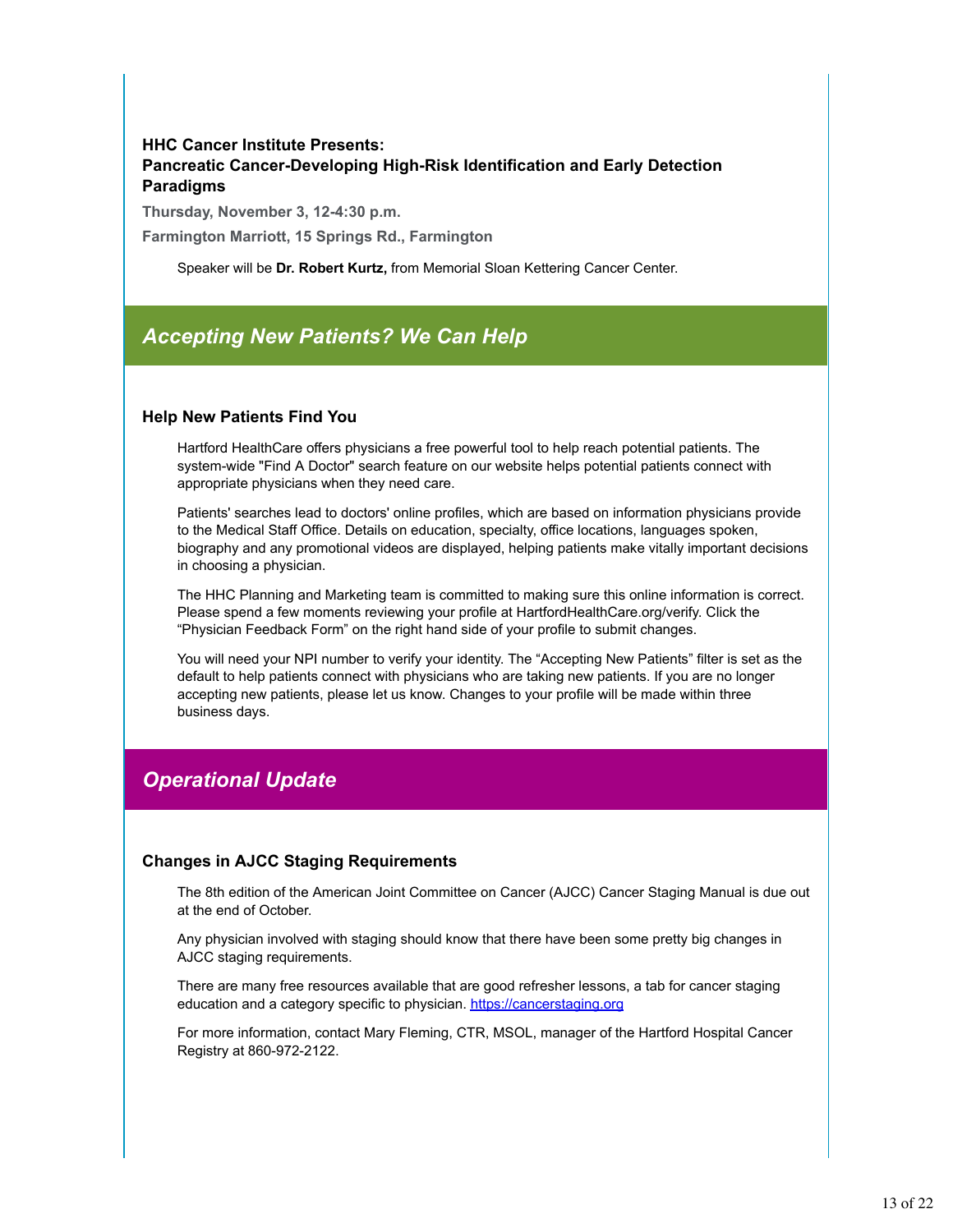### HHC Cancer Institute Presents:
### Pancreatic Cancer-Developing High-Risk Identification and Early Detection Paradigms

**Thursday, November 3, 12-4:30 p.m.**

**Farmington Marriott, 15 Springs Rd., Farmington**

Speaker will be **Dr. Robert Kurtz,** from Memorial Sloan Kettering Cancer Center.

## *Accepting New Patients? We Can Help*

### Help New Patients Find You

Hartford HealthCare offers physicians a free powerful tool to help reach potential patients. The system-wide "Find A Doctor" search feature on our website helps potential patients connect with appropriate physicians when they need care.

Patients' searches lead to doctors' online profiles, which are based on information physicians provide to the Medical Staff Office. Details on education, specialty, office locations, languages spoken, biography and any promotional videos are displayed, helping patients make vitally important decisions in choosing a physician.

The HHC Planning and Marketing team is committed to making sure this online information is correct. Please spend a few moments reviewing your profile at HartfordHealthCare.org/verify. Click the "Physician Feedback Form" on the right hand side of your profile to submit changes.

You will need your NPI number to verify your identity. The "Accepting New Patients" filter is set as the default to help patients connect with physicians who are taking new patients. If you are no longer accepting new patients, please let us know. Changes to your profile will be made within three business days.

## *Operational Update*

### Changes in AJCC Staging Requirements

The 8th edition of the American Joint Committee on Cancer (AJCC) Cancer Staging Manual is due out at the end of October.

Any physician involved with staging should know that there have been some pretty big changes in AJCC staging requirements.

There are many free resources available that are good refresher lessons, a tab for cancer staging education and a category specific to physician. https://cancerstaging.org

For more information, contact Mary Fleming, CTR, MSOL, manager of the Hartford Hospital Cancer Registry at 860-972-2122.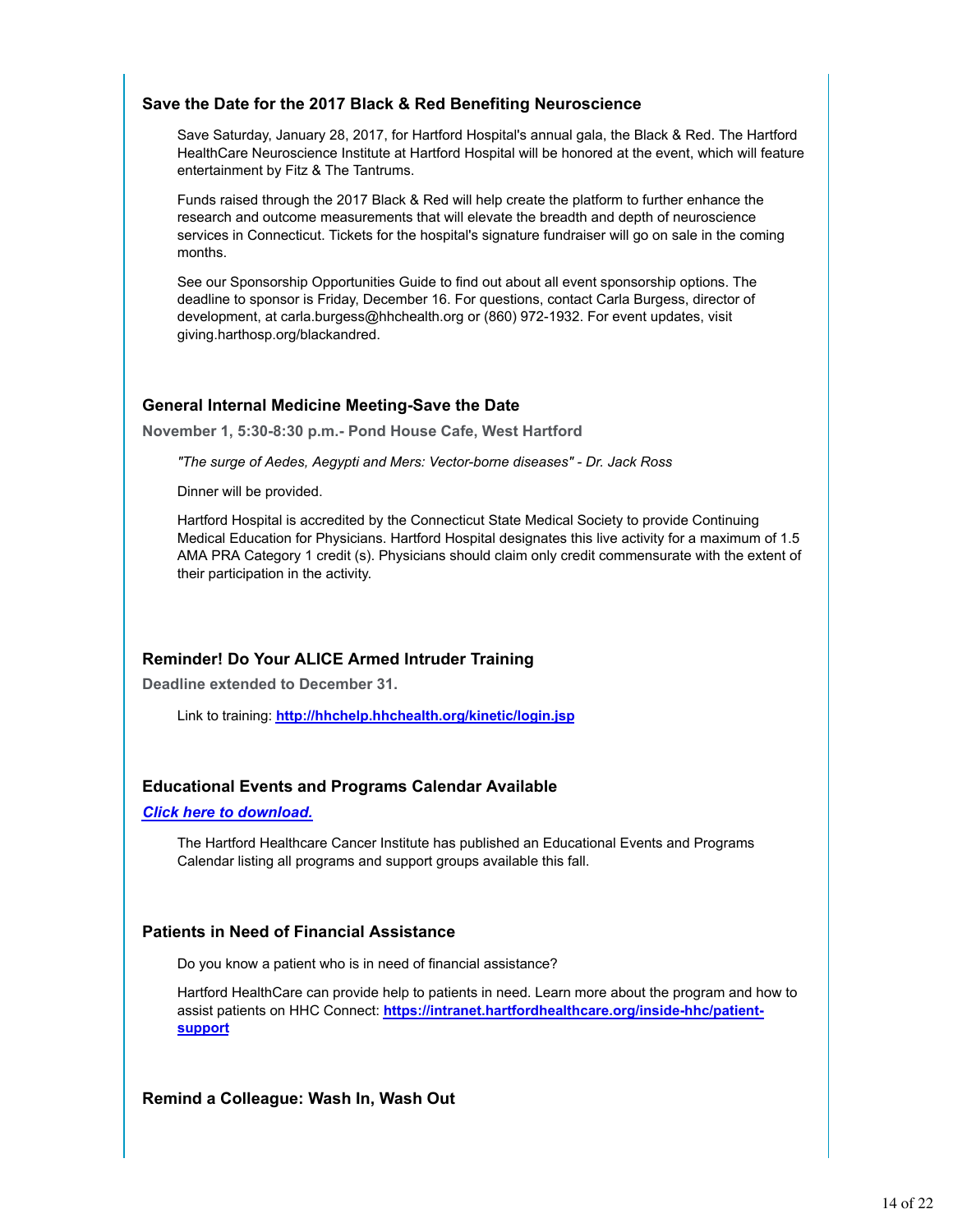### Save the Date for the 2017 Black & Red Benefiting Neuroscience

Save Saturday, January 28, 2017, for Hartford Hospital's annual gala, the Black & Red. The Hartford HealthCare Neuroscience Institute at Hartford Hospital will be honored at the event, which will feature entertainment by Fitz & The Tantrums.

Funds raised through the 2017 Black & Red will help create the platform to further enhance the research and outcome measurements that will elevate the breadth and depth of neuroscience services in Connecticut. Tickets for the hospital's signature fundraiser will go on sale in the coming months.

See our Sponsorship Opportunities Guide to find out about all event sponsorship options. The deadline to sponsor is Friday, December 16. For questions, contact Carla Burgess, director of development, at carla.burgess@hhchealth.org or (860) 972-1932. For event updates, visit giving.harthosp.org/blackandred.

### General Internal Medicine Meeting-Save the Date

**November 1, 5:30-8:30 p.m.- Pond House Cafe, West Hartford**

*"The surge of Aedes, Aegypti and Mers: Vector-borne diseases" - Dr. Jack Ross*

Dinner will be provided.

Hartford Hospital is accredited by the Connecticut State Medical Society to provide Continuing Medical Education for Physicians. Hartford Hospital designates this live activity for a maximum of 1.5 AMA PRA Category 1 credit (s). Physicians should claim only credit commensurate with the extent of their participation in the activity.

### Reminder! Do Your ALICE Armed Intruder Training

**Deadline extended to December 31.**

Link to training: **http://hhchelp.hhchealth.org/kinetic/login.jsp**

### Educational Events and Programs Calendar Available

***Click here to download.***

The Hartford Healthcare Cancer Institute has published an Educational Events and Programs Calendar listing all programs and support groups available this fall.

### Patients in Need of Financial Assistance

Do you know a patient who is in need of financial assistance?

Hartford HealthCare can provide help to patients in need. Learn more about the program and how to assist patients on HHC Connect: **https://intranet.hartfordhealthcare.org/inside-hhc/patient-support**

### Remind a Colleague: Wash In, Wash Out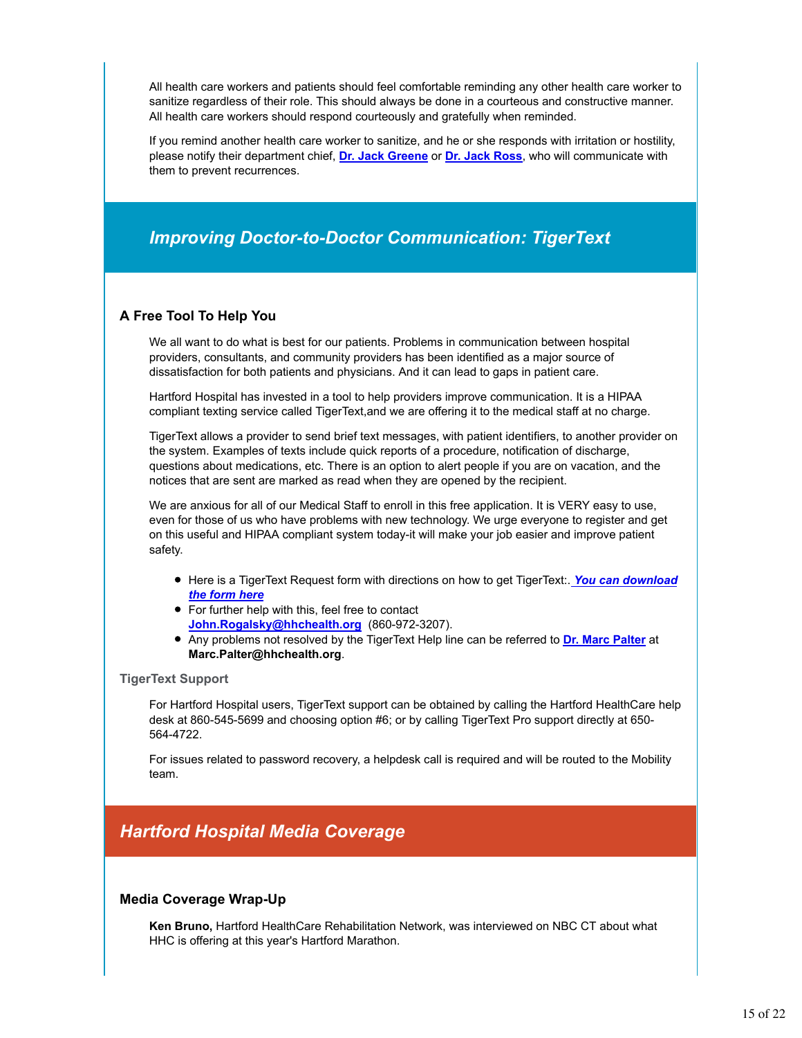All health care workers and patients should feel comfortable reminding any other health care worker to sanitize regardless of their role. This should always be done in a courteous and constructive manner. All health care workers should respond courteously and gratefully when reminded.

If you remind another health care worker to sanitize, and he or she responds with irritation or hostility, please notify their department chief, **Dr. Jack Greene** or **Dr. Jack Ross**, who will communicate with them to prevent recurrences.

## *Improving Doctor-to-Doctor Communication: TigerText*

### A Free Tool To Help You

We all want to do what is best for our patients. Problems in communication between hospital providers, consultants, and community providers has been identified as a major source of dissatisfaction for both patients and physicians. And it can lead to gaps in patient care.

Hartford Hospital has invested in a tool to help providers improve communication. It is a HIPAA compliant texting service called TigerText,and we are offering it to the medical staff at no charge.

TigerText allows a provider to send brief text messages, with patient identifiers, to another provider on the system. Examples of texts include quick reports of a procedure, notification of discharge, questions about medications, etc. There is an option to alert people if you are on vacation, and the notices that are sent are marked as read when they are opened by the recipient.

We are anxious for all of our Medical Staff to enroll in this free application. It is VERY easy to use, even for those of us who have problems with new technology. We urge everyone to register and get on this useful and HIPAA compliant system today-it will make your job easier and improve patient safety.

- Here is a TigerText Request form with directions on how to get TigerText:. ***You can download the form here***
- For further help with this, feel free to contact **John.Rogalsky@hhchealth.org** (860-972-3207).
- Any problems not resolved by the TigerText Help line can be referred to **Dr. Marc Palter** at **Marc.Palter@hhchealth.org**.

#### TigerText Support

For Hartford Hospital users, TigerText support can be obtained by calling the Hartford HealthCare help desk at 860-545-5699 and choosing option #6; or by calling TigerText Pro support directly at 650-564-4722.

For issues related to password recovery, a helpdesk call is required and will be routed to the Mobility team.

## *Hartford Hospital Media Coverage*

### Media Coverage Wrap-Up

**Ken Bruno,** Hartford HealthCare Rehabilitation Network, was interviewed on NBC CT about what HHC is offering at this year's Hartford Marathon.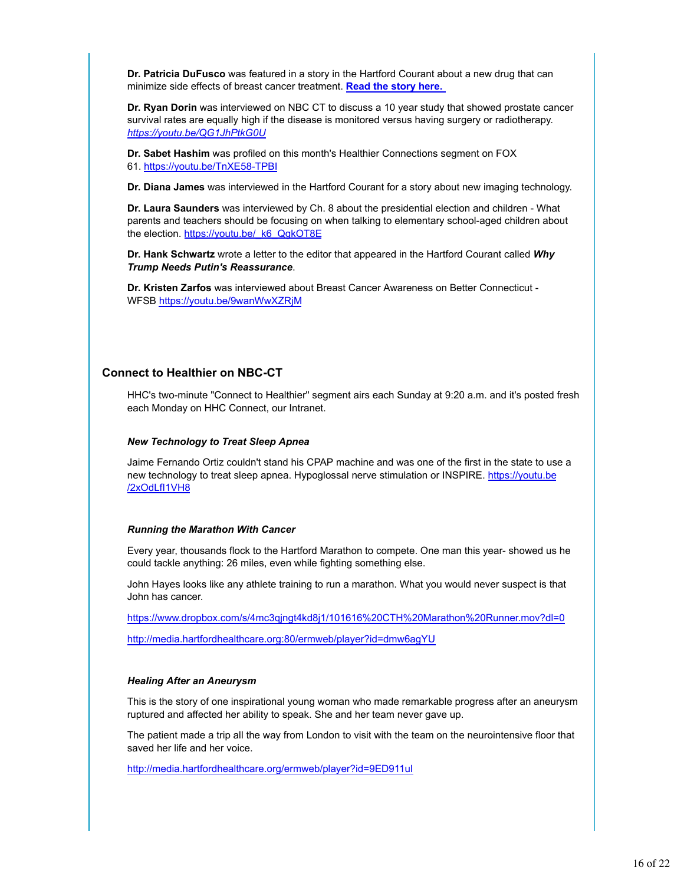**Dr. Patricia DuFusco** was featured in a story in the Hartford Courant about a new drug that can minimize side effects of breast cancer treatment. **Read the story here.**

**Dr. Ryan Dorin** was interviewed on NBC CT to discuss a 10 year study that showed prostate cancer survival rates are equally high if the disease is monitored versus having surgery or radiotherapy. *https://youtu.be/QG1JhPtkG0U*

**Dr. Sabet Hashim** was profiled on this month's Healthier Connections segment on FOX 61. https://youtu.be/TnXE58-TPBI

**Dr. Diana James** was interviewed in the Hartford Courant for a story about new imaging technology.

**Dr. Laura Saunders** was interviewed by Ch. 8 about the presidential election and children - What parents and teachers should be focusing on when talking to elementary school-aged children about the election. https://youtu.be/_k6_QgkOT8E

**Dr. Hank Schwartz** wrote a letter to the editor that appeared in the Hartford Courant called ***Why Trump Needs Putin's Reassurance***.

**Dr. Kristen Zarfos** was interviewed about Breast Cancer Awareness on Better Connecticut - WFSB https://youtu.be/9wanWwXZRjM

## Connect to Healthier on NBC-CT

HHC's two-minute "Connect to Healthier" segment airs each Sunday at 9:20 a.m. and it's posted fresh each Monday on HHC Connect, our Intranet.

### *New Technology to Treat Sleep Apnea*

Jaime Fernando Ortiz couldn't stand his CPAP machine and was one of the first in the state to use a new technology to treat sleep apnea. Hypoglossal nerve stimulation or INSPIRE. https://youtu.be/2xOdLfI1VH8

### *Running the Marathon With Cancer*

Every year, thousands flock to the Hartford Marathon to compete. One man this year- showed us he could tackle anything: 26 miles, even while fighting something else.

John Hayes looks like any athlete training to run a marathon. What you would never suspect is that John has cancer.

https://www.dropbox.com/s/4mc3qjngt4kd8j1/101616%20CTH%20Marathon%20Runner.mov?dl=0

http://media.hartfordhealthcare.org:80/ermweb/player?id=dmw6agYU

### *Healing After an Aneurysm*

This is the story of one inspirational young woman who made remarkable progress after an aneurysm ruptured and affected her ability to speak. She and her team never gave up.

The patient made a trip all the way from London to visit with the team on the neurointensive floor that saved her life and her voice.

http://media.hartfordhealthcare.org/ermweb/player?id=9ED911ul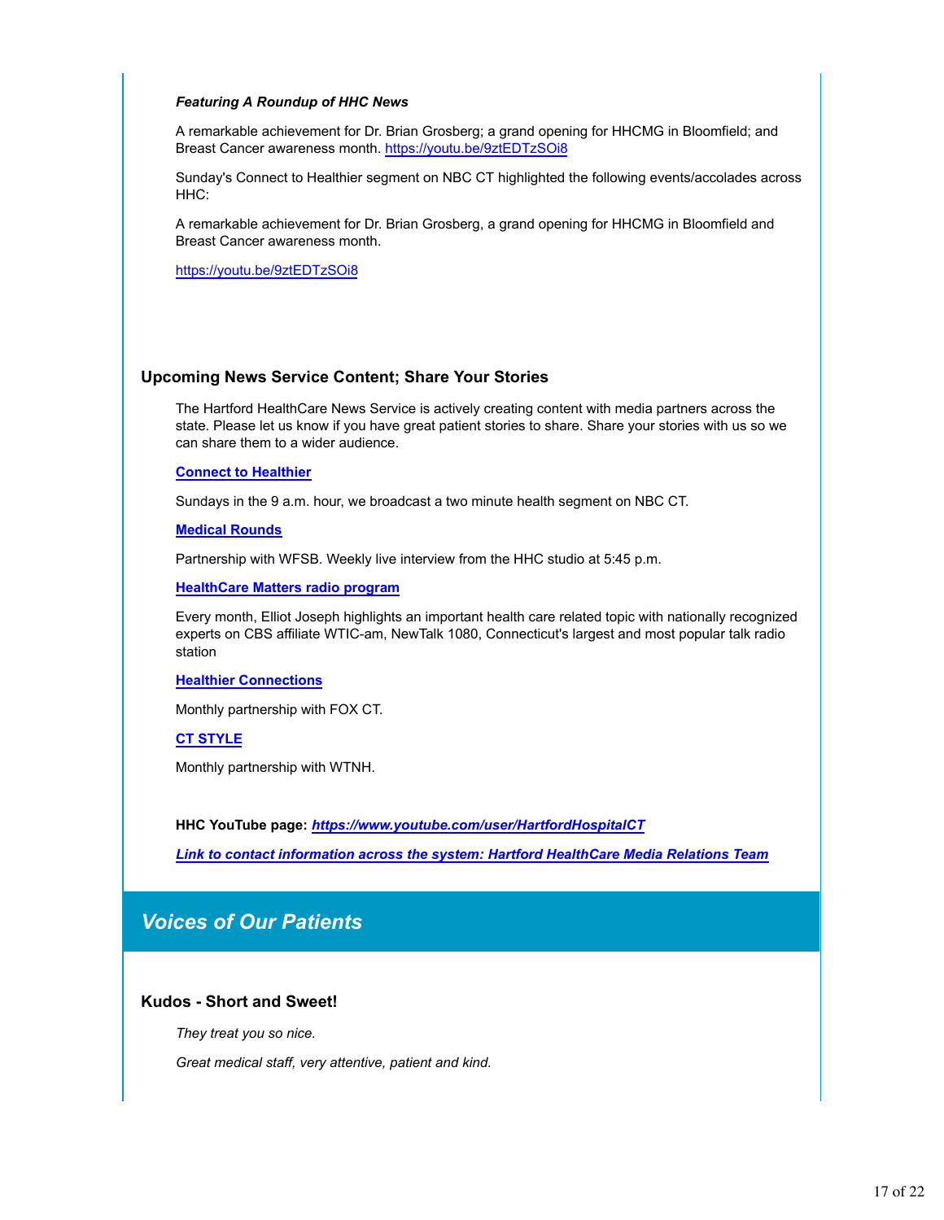***Featuring A Roundup of HHC News***

A remarkable achievement for Dr. Brian Grosberg; a grand opening for HHCMG in Bloomfield; and Breast Cancer awareness month. https://youtu.be/9ztEDTzSOi8

Sunday's Connect to Healthier segment on NBC CT highlighted the following events/accolades across HHC:

A remarkable achievement for Dr. Brian Grosberg, a grand opening for HHCMG in Bloomfield and Breast Cancer awareness month.

https://youtu.be/9ztEDTzSOi8

### Upcoming News Service Content; Share Your Stories

The Hartford HealthCare News Service is actively creating content with media partners across the state. Please let us know if you have great patient stories to share. Share your stories with us so we can share them to a wider audience.

**Connect to Healthier**

Sundays in the 9 a.m. hour, we broadcast a two minute health segment on NBC CT.

**Medical Rounds**

Partnership with WFSB. Weekly live interview from the HHC studio at 5:45 p.m.

**HealthCare Matters radio program**

Every month, Elliot Joseph highlights an important health care related topic with nationally recognized experts on CBS affiliate WTIC-am, NewTalk 1080, Connecticut's largest and most popular talk radio station

**Healthier Connections**

Monthly partnership with FOX CT.

**CT STYLE**

Monthly partnership with WTNH.

**HHC YouTube page:** ***https://www.youtube.com/user/HartfordHospitalCT***

***Link to contact information across the system: Hartford HealthCare Media Relations Team***

## *Voices of Our Patients*

### Kudos - Short and Sweet!

*They treat you so nice.*

*Great medical staff, very attentive, patient and kind.*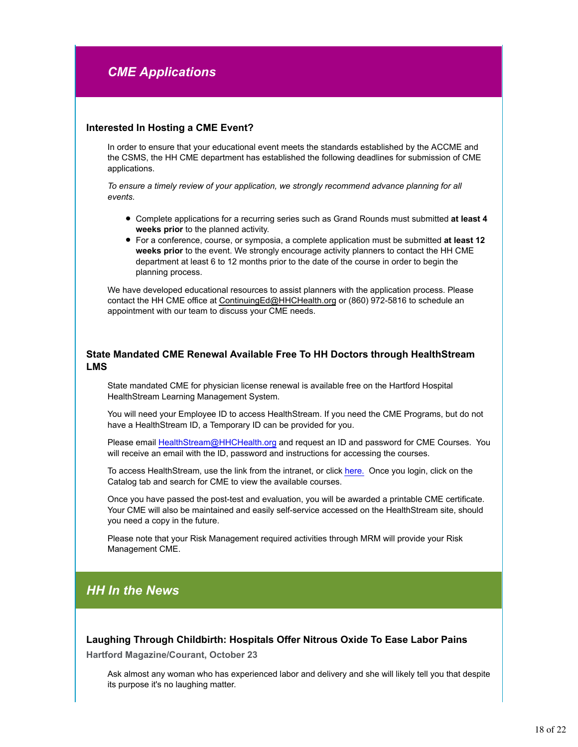## *CME Applications*

### Interested In Hosting a CME Event?

In order to ensure that your educational event meets the standards established by the ACCME and the CSMS, the HH CME department has established the following deadlines for submission of CME applications.

*To ensure a timely review of your application, we strongly recommend advance planning for all events.*

- Complete applications for a recurring series such as Grand Rounds must submitted **at least 4 weeks prior** to the planned activity.
- For a conference, course, or symposia, a complete application must be submitted **at least 12 weeks prior** to the event. We strongly encourage activity planners to contact the HH CME department at least 6 to 12 months prior to the date of the course in order to begin the planning process.

We have developed educational resources to assist planners with the application process. Please contact the HH CME office at ContinuingEd@HHCHealth.org or (860) 972-5816 to schedule an appointment with our team to discuss your CME needs.

### State Mandated CME Renewal Available Free To HH Doctors through HealthStream LMS

State mandated CME for physician license renewal is available free on the Hartford Hospital HealthStream Learning Management System.

You will need your Employee ID to access HealthStream. If you need the CME Programs, but do not have a HealthStream ID, a Temporary ID can be provided for you.

Please email HealthStream@HHCHealth.org and request an ID and password for CME Courses. You will receive an email with the ID, password and instructions for accessing the courses.

To access HealthStream, use the link from the intranet, or click here. Once you login, click on the Catalog tab and search for CME to view the available courses.

Once you have passed the post-test and evaluation, you will be awarded a printable CME certificate. Your CME will also be maintained and easily self-service accessed on the HealthStream site, should you need a copy in the future.

Please note that your Risk Management required activities through MRM will provide your Risk Management CME.

## *HH In the News*

### Laughing Through Childbirth: Hospitals Offer Nitrous Oxide To Ease Labor Pains

**Hartford Magazine/Courant, October 23**

Ask almost any woman who has experienced labor and delivery and she will likely tell you that despite its purpose it's no laughing matter.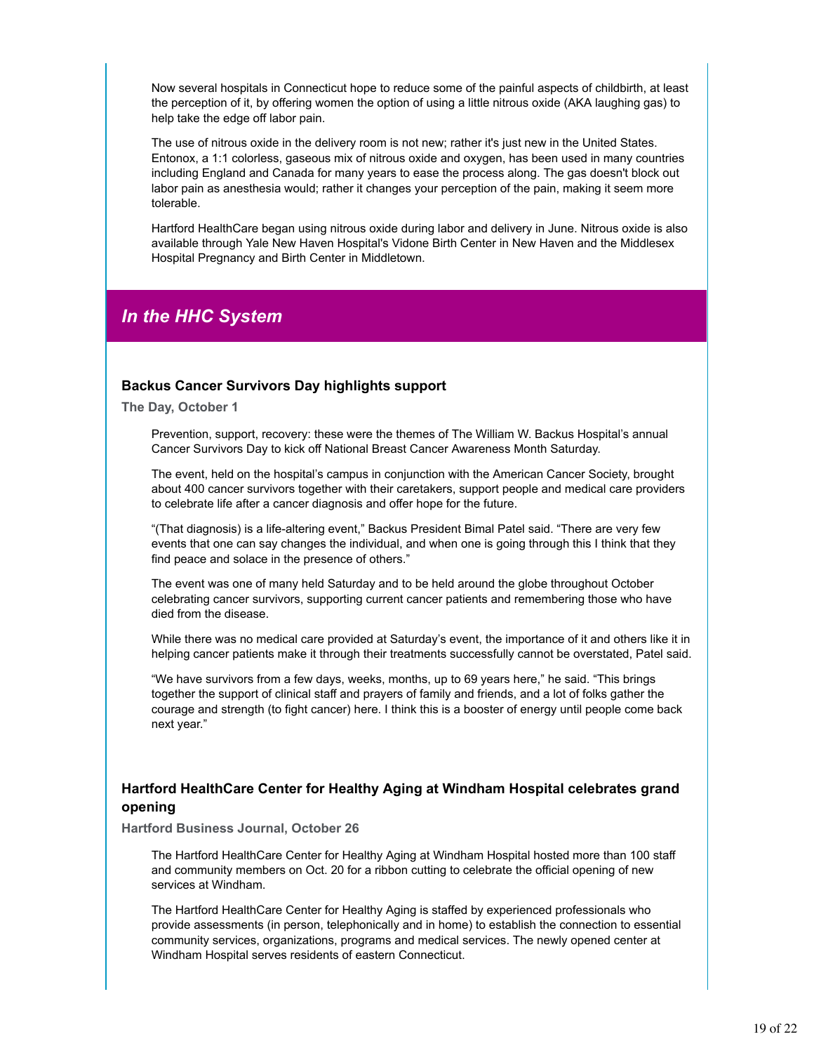Now several hospitals in Connecticut hope to reduce some of the painful aspects of childbirth, at least the perception of it, by offering women the option of using a little nitrous oxide (AKA laughing gas) to help take the edge off labor pain.

The use of nitrous oxide in the delivery room is not new; rather it's just new in the United States. Entonox, a 1:1 colorless, gaseous mix of nitrous oxide and oxygen, has been used in many countries including England and Canada for many years to ease the process along. The gas doesn't block out labor pain as anesthesia would; rather it changes your perception of the pain, making it seem more tolerable.

Hartford HealthCare began using nitrous oxide during labor and delivery in June. Nitrous oxide is also available through Yale New Haven Hospital's Vidone Birth Center in New Haven and the Middlesex Hospital Pregnancy and Birth Center in Middletown.

## *In the HHC System*

### Backus Cancer Survivors Day highlights support

**The Day, October 1**

Prevention, support, recovery: these were the themes of The William W. Backus Hospital's annual Cancer Survivors Day to kick off National Breast Cancer Awareness Month Saturday.

The event, held on the hospital's campus in conjunction with the American Cancer Society, brought about 400 cancer survivors together with their caretakers, support people and medical care providers to celebrate life after a cancer diagnosis and offer hope for the future.

"(That diagnosis) is a life-altering event," Backus President Bimal Patel said. "There are very few events that one can say changes the individual, and when one is going through this I think that they find peace and solace in the presence of others."

The event was one of many held Saturday and to be held around the globe throughout October celebrating cancer survivors, supporting current cancer patients and remembering those who have died from the disease.

While there was no medical care provided at Saturday's event, the importance of it and others like it in helping cancer patients make it through their treatments successfully cannot be overstated, Patel said.

"We have survivors from a few days, weeks, months, up to 69 years here," he said. "This brings together the support of clinical staff and prayers of family and friends, and a lot of folks gather the courage and strength (to fight cancer) here. I think this is a booster of energy until people come back next year."

### Hartford HealthCare Center for Healthy Aging at Windham Hospital celebrates grand opening

**Hartford Business Journal, October 26**

The Hartford HealthCare Center for Healthy Aging at Windham Hospital hosted more than 100 staff and community members on Oct. 20 for a ribbon cutting to celebrate the official opening of new services at Windham.

The Hartford HealthCare Center for Healthy Aging is staffed by experienced professionals who provide assessments (in person, telephonically and in home) to establish the connection to essential community services, organizations, programs and medical services. The newly opened center at Windham Hospital serves residents of eastern Connecticut.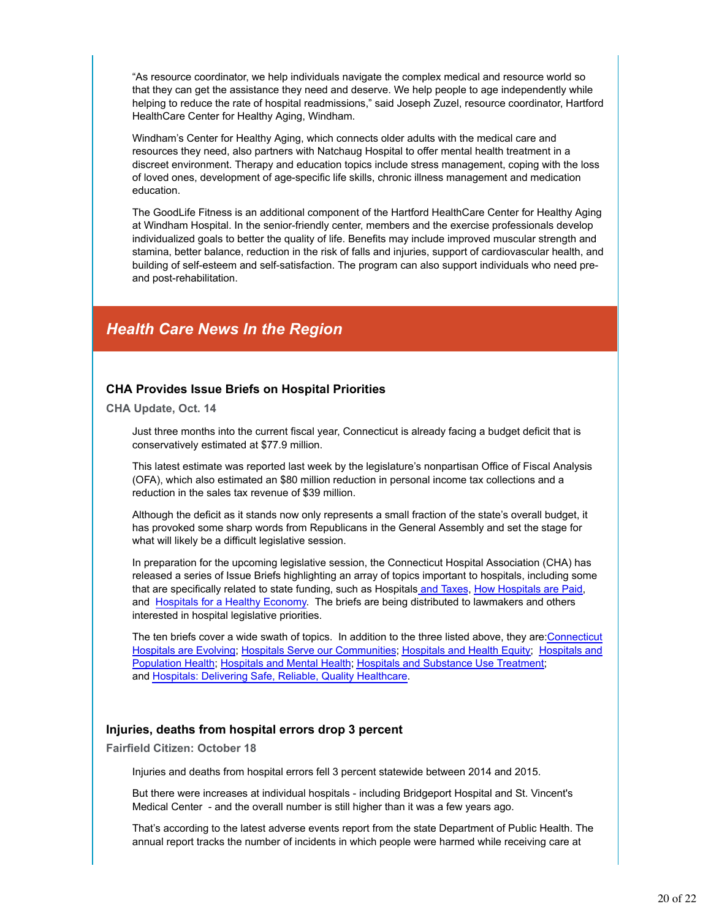“As resource coordinator, we help individuals navigate the complex medical and resource world so that they can get the assistance they need and deserve. We help people to age independently while helping to reduce the rate of hospital readmissions,” said Joseph Zuzel, resource coordinator, Hartford HealthCare Center for Healthy Aging, Windham.

Windham’s Center for Healthy Aging, which connects older adults with the medical care and resources they need, also partners with Natchaug Hospital to offer mental health treatment in a discreet environment. Therapy and education topics include stress management, coping with the loss of loved ones, development of age-specific life skills, chronic illness management and medication education.

The GoodLife Fitness is an additional component of the Hartford HealthCare Center for Healthy Aging at Windham Hospital. In the senior-friendly center, members and the exercise professionals develop individualized goals to better the quality of life. Benefits may include improved muscular strength and stamina, better balance, reduction in the risk of falls and injuries, support of cardiovascular health, and building of self-esteem and self-satisfaction. The program can also support individuals who need pre- and post-rehabilitation.

## *Health Care News In the Region*

### CHA Provides Issue Briefs on Hospital Priorities

**CHA Update, Oct. 14**

Just three months into the current fiscal year, Connecticut is already facing a budget deficit that is conservatively estimated at $77.9 million.

This latest estimate was reported last week by the legislature’s nonpartisan Office of Fiscal Analysis (OFA), which also estimated an $80 million reduction in personal income tax collections and a reduction in the sales tax revenue of $39 million.

Although the deficit as it stands now only represents a small fraction of the state’s overall budget, it has provoked some sharp words from Republicans in the General Assembly and set the stage for what will likely be a difficult legislative session.

In preparation for the upcoming legislative session, the Connecticut Hospital Association (CHA) has released a series of Issue Briefs highlighting an array of topics important to hospitals, including some that are specifically related to state funding, such as Hospitals and Taxes, How Hospitals are Paid, and Hospitals for a Healthy Economy. The briefs are being distributed to lawmakers and others interested in hospital legislative priorities.

The ten briefs cover a wide swath of topics. In addition to the three listed above, they are: Connecticut Hospitals are Evolving; Hospitals Serve our Communities; Hospitals and Health Equity; Hospitals and Population Health; Hospitals and Mental Health; Hospitals and Substance Use Treatment; and Hospitals: Delivering Safe, Reliable, Quality Healthcare.

### Injuries, deaths from hospital errors drop 3 percent

**Fairfield Citizen: October 18**

Injuries and deaths from hospital errors fell 3 percent statewide between 2014 and 2015.

But there were increases at individual hospitals - including Bridgeport Hospital and St. Vincent's Medical Center - and the overall number is still higher than it was a few years ago.

That’s according to the latest adverse events report from the state Department of Public Health. The annual report tracks the number of incidents in which people were harmed while receiving care at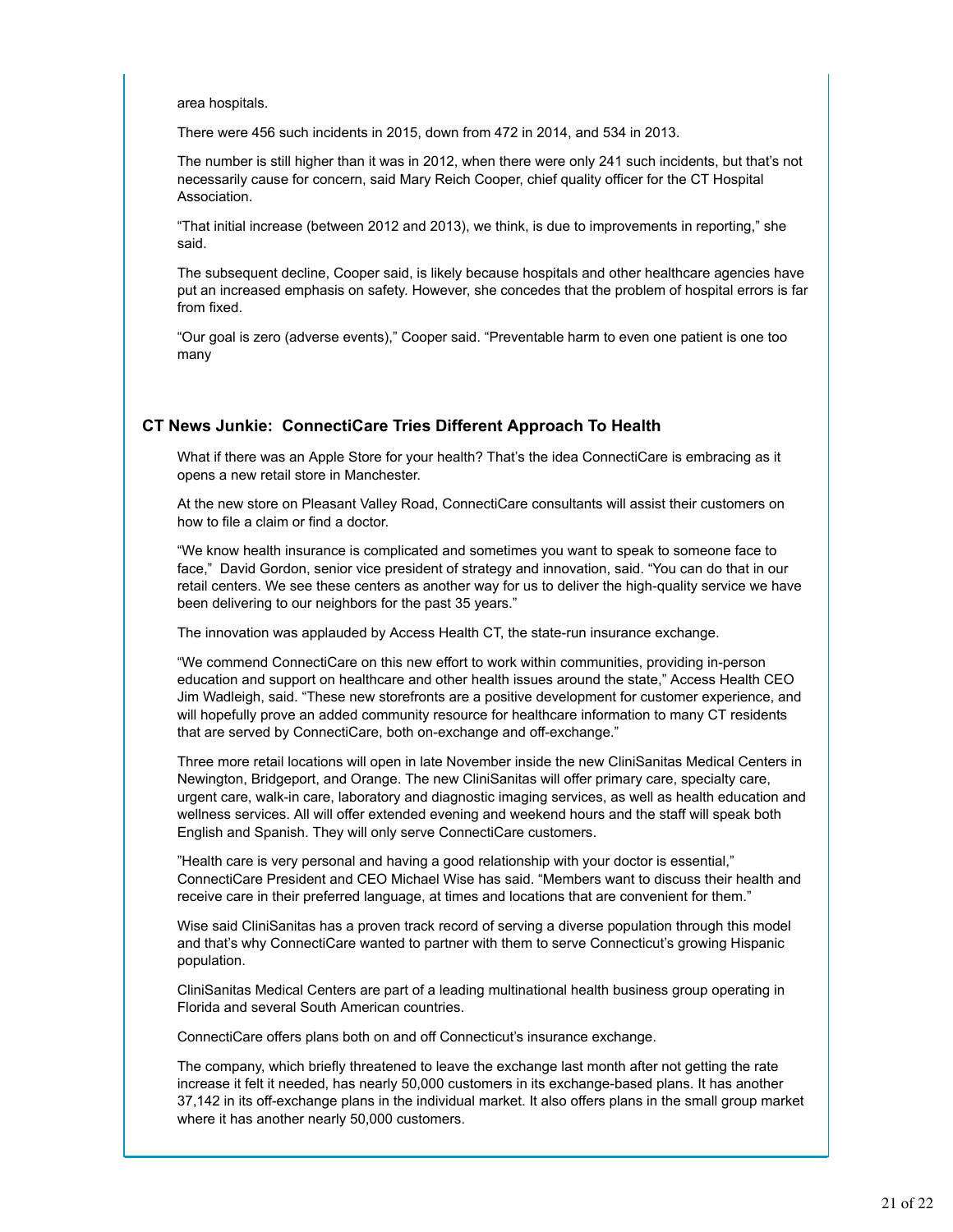area hospitals.

There were 456 such incidents in 2015, down from 472 in 2014, and 534 in 2013.

The number is still higher than it was in 2012, when there were only 241 such incidents, but that's not necessarily cause for concern, said Mary Reich Cooper, chief quality officer for the CT Hospital Association.

"That initial increase (between 2012 and 2013), we think, is due to improvements in reporting," she said.

The subsequent decline, Cooper said, is likely because hospitals and other healthcare agencies have put an increased emphasis on safety. However, she concedes that the problem of hospital errors is far from fixed.

"Our goal is zero (adverse events)," Cooper said. "Preventable harm to even one patient is one too many

### CT News Junkie: ConnectiCare Tries Different Approach To Health

What if there was an Apple Store for your health? That's the idea ConnectiCare is embracing as it opens a new retail store in Manchester.

At the new store on Pleasant Valley Road, ConnectiCare consultants will assist their customers on how to file a claim or find a doctor.

"We know health insurance is complicated and sometimes you want to speak to someone face to face," David Gordon, senior vice president of strategy and innovation, said. "You can do that in our retail centers. We see these centers as another way for us to deliver the high-quality service we have been delivering to our neighbors for the past 35 years."

The innovation was applauded by Access Health CT, the state-run insurance exchange.

"We commend ConnectiCare on this new effort to work within communities, providing in-person education and support on healthcare and other health issues around the state," Access Health CEO Jim Wadleigh, said. "These new storefronts are a positive development for customer experience, and will hopefully prove an added community resource for healthcare information to many CT residents that are served by ConnectiCare, both on-exchange and off-exchange."

Three more retail locations will open in late November inside the new CliniSanitas Medical Centers in Newington, Bridgeport, and Orange. The new CliniSanitas will offer primary care, specialty care, urgent care, walk-in care, laboratory and diagnostic imaging services, as well as health education and wellness services. All will offer extended evening and weekend hours and the staff will speak both English and Spanish. They will only serve ConnectiCare customers.

"Health care is very personal and having a good relationship with your doctor is essential," ConnectiCare President and CEO Michael Wise has said. "Members want to discuss their health and receive care in their preferred language, at times and locations that are convenient for them."

Wise said CliniSanitas has a proven track record of serving a diverse population through this model and that's why ConnectiCare wanted to partner with them to serve Connecticut's growing Hispanic population.

CliniSanitas Medical Centers are part of a leading multinational health business group operating in Florida and several South American countries.

ConnectiCare offers plans both on and off Connecticut's insurance exchange.

The company, which briefly threatened to leave the exchange last month after not getting the rate increase it felt it needed, has nearly 50,000 customers in its exchange-based plans. It has another 37,142 in its off-exchange plans in the individual market. It also offers plans in the small group market where it has another nearly 50,000 customers.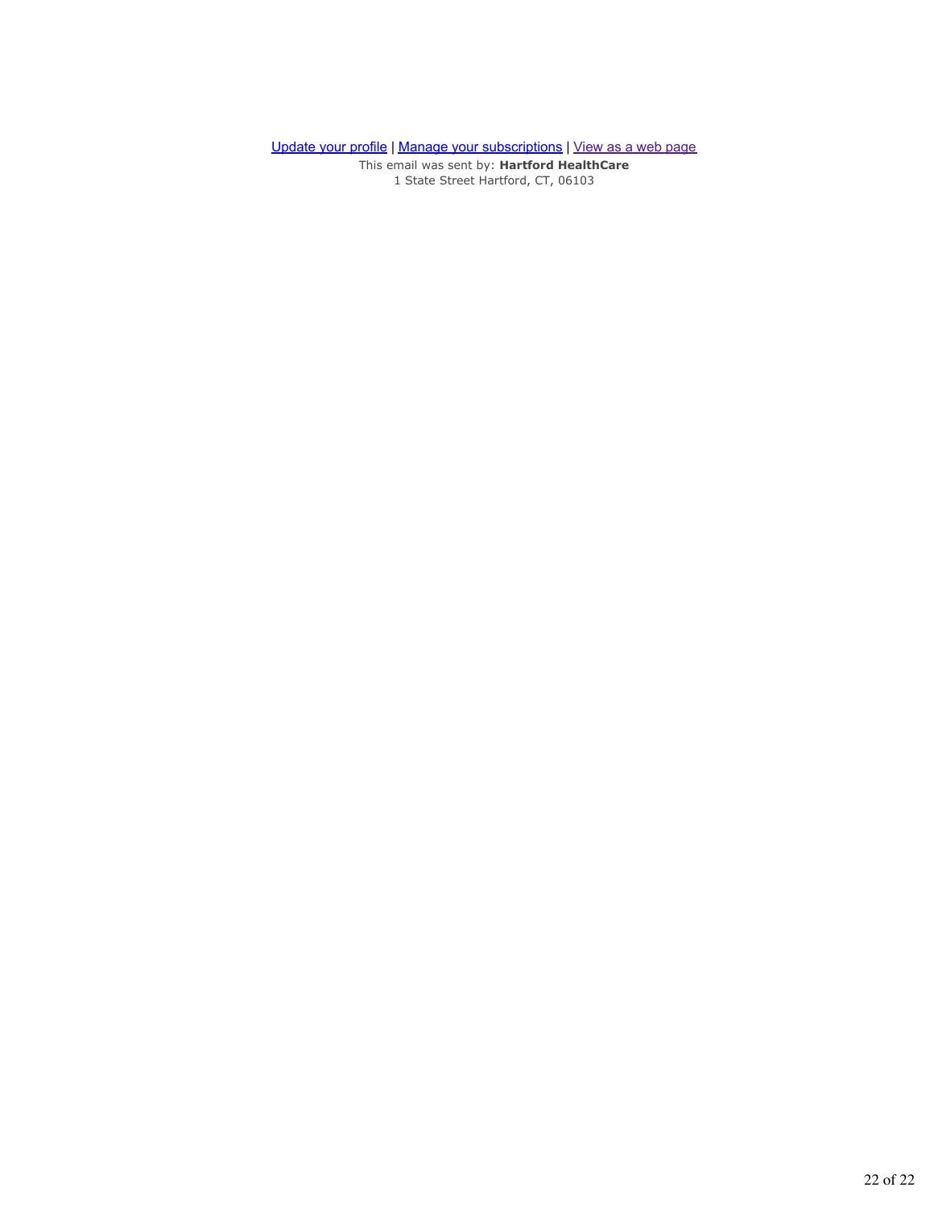Update your profile | Manage your subscriptions | View as a web page

This email was sent by: **Hartford HealthCare**
1 State Street Hartford, CT, 06103